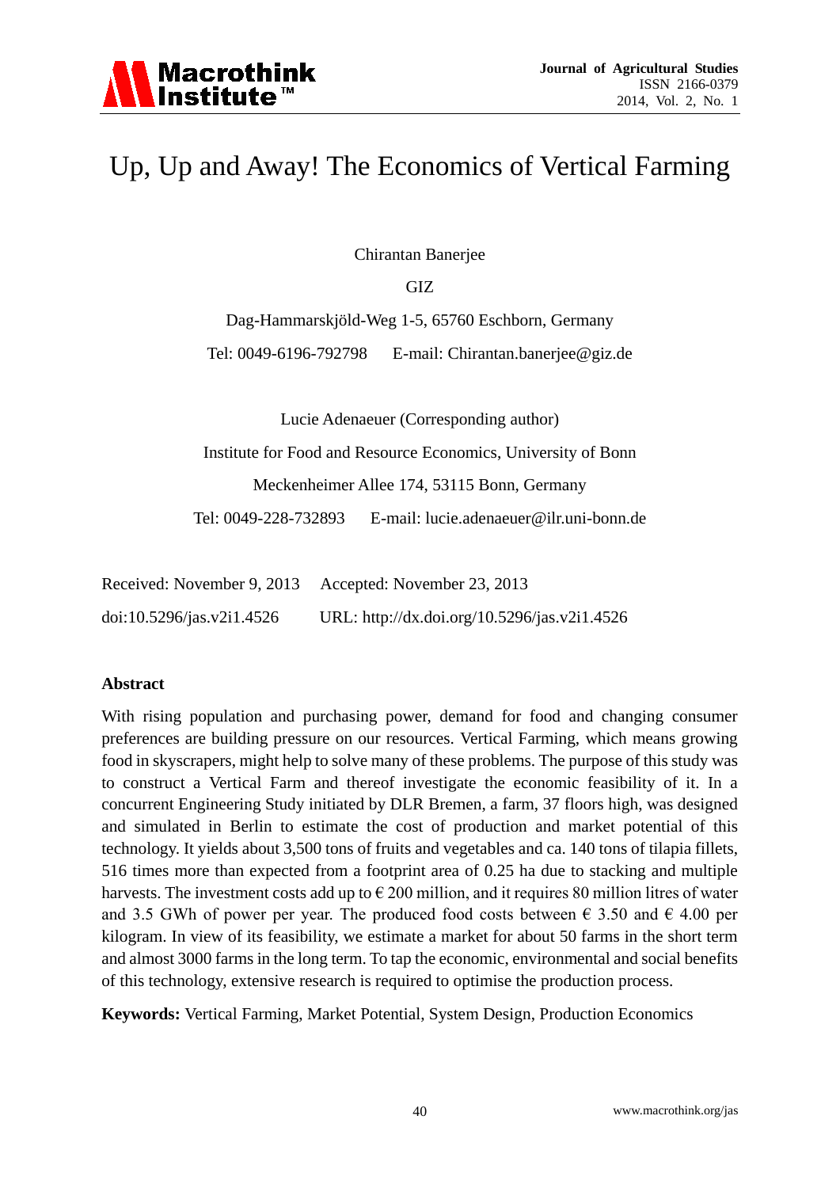# Up, Up and Away! The Economics of Vertical Farming

Chirantan Banerjee

GIZ

Dag-Hammarskjöld-Weg 1-5, 65760 Eschborn, Germany

Tel: 0049-6196-792798 E-mail: Chirantan.banerjee@giz.de

Lucie Adenaeuer (Corresponding author)

Institute for Food and Resource Economics, University of Bonn

Meckenheimer Allee 174, 53115 Bonn, Germany

Tel: 0049-228-732893 E-mail: lucie.adenaeuer@ilr.uni-bonn.de

Received: November 9, 2013 Accepted: November 23, 2013

doi:10.5296/jas.v2i1.4526 URL: http://dx.doi.org/10.5296/jas.v2i1.4526

## Abstract

With rising population and purchasing power, demand for food and changing consumer preferences are building pressure on our resources. Vertical Farming, which means growing food in skyscrapers, might help to solve many of these problems. The purpose of this study was to construct a Vertical Farm and thereof investigate the economic feasibility of it. In a concurrent Engineering Study initiated by DLR Bremen, a farm, 37 floors high, was designed and simulated in Berlin to estimate the cost of production and market potential of this technology. It yields about 3,500 tons of fruits and vegetables and ca. 140 tons of tilapia fillets, 516 times more than expected from a footprint area of 0.25 ha due to stacking and multiple harvests. The investment costs add up to € 200 million, and it requires 80 million litres of water and 3.5 GWh of power per year. The produced food costs between € 3.50 and € 4.00 per kilogram. In view of its feasibility, we estimate a market for about 50 farms in the short term and almost 3000 farms in the long term. To tap the economic, environmental and social benefits of this technology, extensive research is required to optimise the production process.

**Keywords:** Vertical Farming, Market Potential, System Design, Production Economics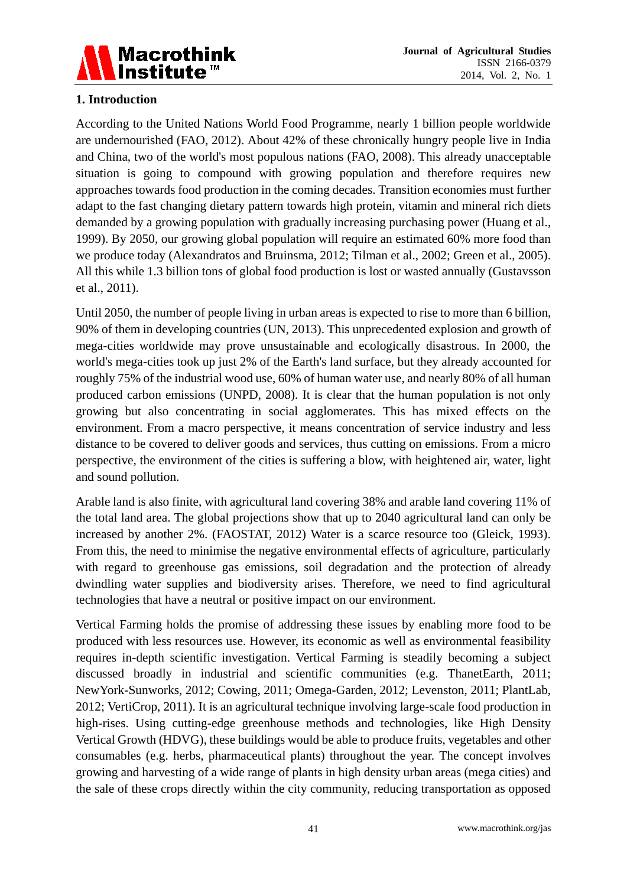## 1. Introduction

According to the United Nations World Food Programme, nearly 1 billion people worldwide are undernourished (FAO, 2012). About 42% of these chronically hungry people live in India and China, two of the world's most populous nations (FAO, 2008). This already unacceptable situation is going to compound with growing population and therefore requires new approaches towards food production in the coming decades. Transition economies must further adapt to the fast changing dietary pattern towards high protein, vitamin and mineral rich diets demanded by a growing population with gradually increasing purchasing power (Huang et al., 1999). By 2050, our growing global population will require an estimated 60% more food than we produce today (Alexandratos and Bruinsma, 2012; Tilman et al., 2002; Green et al., 2005). All this while 1.3 billion tons of global food production is lost or wasted annually (Gustavsson et al., 2011).

Until 2050, the number of people living in urban areas is expected to rise to more than 6 billion, 90% of them in developing countries (UN, 2013). This unprecedented explosion and growth of mega-cities worldwide may prove unsustainable and ecologically disastrous. In 2000, the world's mega-cities took up just 2% of the Earth's land surface, but they already accounted for roughly 75% of the industrial wood use, 60% of human water use, and nearly 80% of all human produced carbon emissions (UNPD, 2008). It is clear that the human population is not only growing but also concentrating in social agglomerates. This has mixed effects on the environment. From a macro perspective, it means concentration of service industry and less distance to be covered to deliver goods and services, thus cutting on emissions. From a micro perspective, the environment of the cities is suffering a blow, with heightened air, water, light and sound pollution.

Arable land is also finite, with agricultural land covering 38% and arable land covering 11% of the total land area. The global projections show that up to 2040 agricultural land can only be increased by another 2%. (FAOSTAT, 2012) Water is a scarce resource too (Gleick, 1993). From this, the need to minimise the negative environmental effects of agriculture, particularly with regard to greenhouse gas emissions, soil degradation and the protection of already dwindling water supplies and biodiversity arises. Therefore, we need to find agricultural technologies that have a neutral or positive impact on our environment.

Vertical Farming holds the promise of addressing these issues by enabling more food to be produced with less resources use. However, its economic as well as environmental feasibility requires in-depth scientific investigation. Vertical Farming is steadily becoming a subject discussed broadly in industrial and scientific communities (e.g. ThanetEarth, 2011; NewYork-Sunworks, 2012; Cowing, 2011; Omega-Garden, 2012; Levenston, 2011; PlantLab, 2012; VertiCrop, 2011). It is an agricultural technique involving large-scale food production in high-rises. Using cutting-edge greenhouse methods and technologies, like High Density Vertical Growth (HDVG), these buildings would be able to produce fruits, vegetables and other consumables (e.g. herbs, pharmaceutical plants) throughout the year. The concept involves growing and harvesting of a wide range of plants in high density urban areas (mega cities) and the sale of these crops directly within the city community, reducing transportation as opposed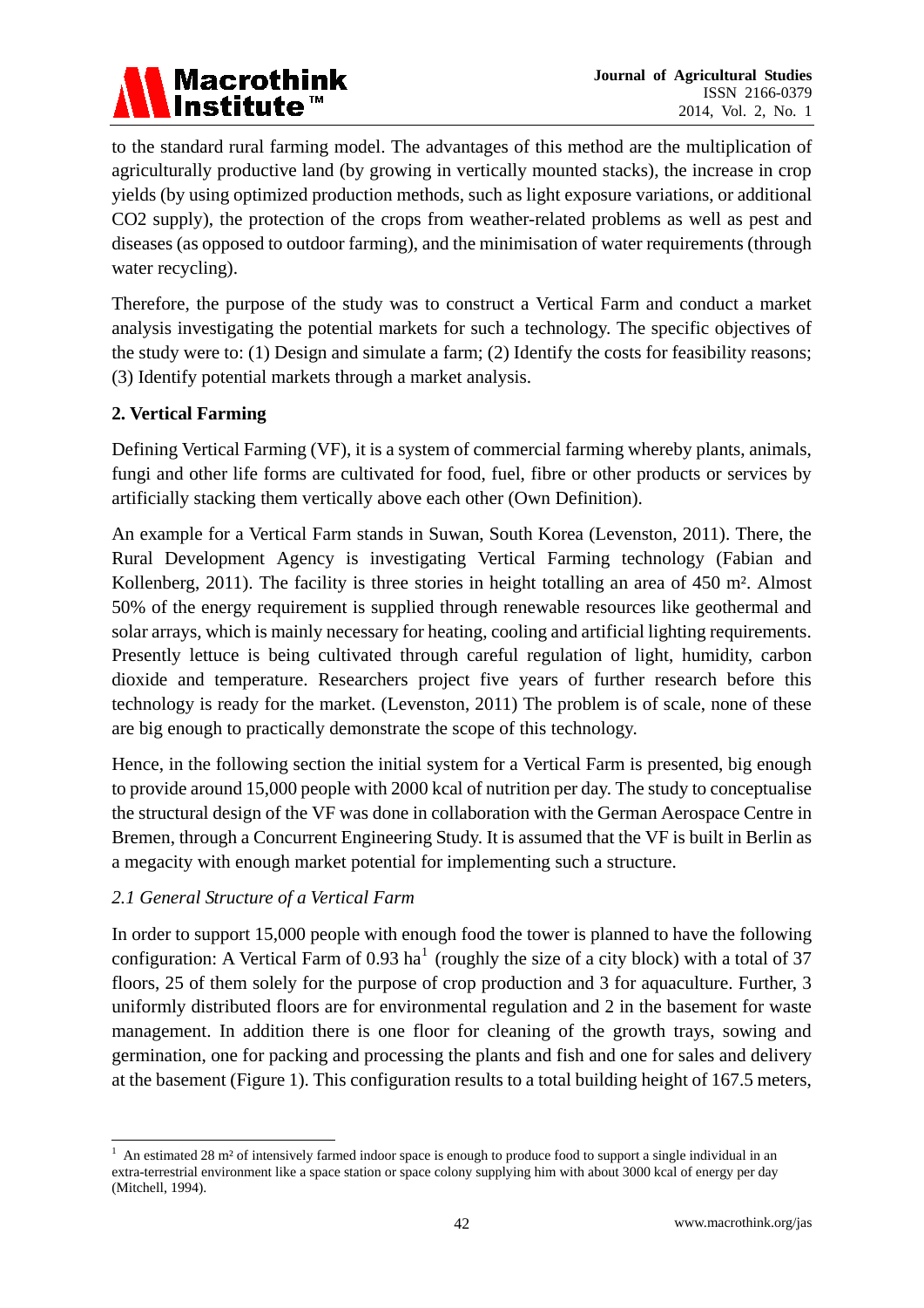to the standard rural farming model. The advantages of this method are the multiplication of agriculturally productive land (by growing in vertically mounted stacks), the increase in crop yields (by using optimized production methods, such as light exposure variations, or additional $CO_2$ supply), the protection of the crops from weather-related problems as well as pest and diseases (as opposed to outdoor farming), and the minimisation of water requirements (through water recycling).

Therefore, the purpose of the study was to construct a Vertical Farm and conduct a market analysis investigating the potential markets for such a technology. The specific objectives of the study were to: (1) Design and simulate a farm; (2) Identify the costs for feasibility reasons; (3) Identify potential markets through a market analysis.

## 2. Vertical Farming

Defining Vertical Farming (VF), it is a system of commercial farming whereby plants, animals, fungi and other life forms are cultivated for food, fuel, fibre or other products or services by artificially stacking them vertically above each other (Own Definition).

An example for a Vertical Farm stands in Suwan, South Korea (Levenston, 2011). There, the Rural Development Agency is investigating Vertical Farming technology (Fabian and Kollenberg, 2011). The facility is three stories in height totalling an area of 450 m². Almost 50% of the energy requirement is supplied through renewable resources like geothermal and solar arrays, which is mainly necessary for heating, cooling and artificial lighting requirements. Presently lettuce is being cultivated through careful regulation of light, humidity, carbon dioxide and temperature. Researchers project five years of further research before this technology is ready for the market. (Levenston, 2011) The problem is of scale, none of these are big enough to practically demonstrate the scope of this technology.

Hence, in the following section the initial system for a Vertical Farm is presented, big enough to provide around 15,000 people with 2000 kcal of nutrition per day. The study to conceptualise the structural design of the VF was done in collaboration with the German Aerospace Centre in Bremen, through a Concurrent Engineering Study. It is assumed that the VF is built in Berlin as a megacity with enough market potential for implementing such a structure.

### *2.1 General Structure of a Vertical Farm*

In order to support 15,000 people with enough food the tower is planned to have the following configuration: A Vertical Farm of 0.93 ha[1] (roughly the size of a city block) with a total of 37 floors, 25 of them solely for the purpose of crop production and 3 for aquaculture. Further, 3 uniformly distributed floors are for environmental regulation and 2 in the basement for waste management. In addition there is one floor for cleaning of the growth trays, sowing and germination, one for packing and processing the plants and fish and one for sales and delivery at the basement (Figure 1). This configuration results to a total building height of 167.5 meters,

[1] An estimated 28 m² of intensively farmed indoor space is enough to produce food to support a single individual in an extra-terrestrial environment like a space station or space colony supplying him with about 3000 kcal of energy per day (Mitchell, 1994).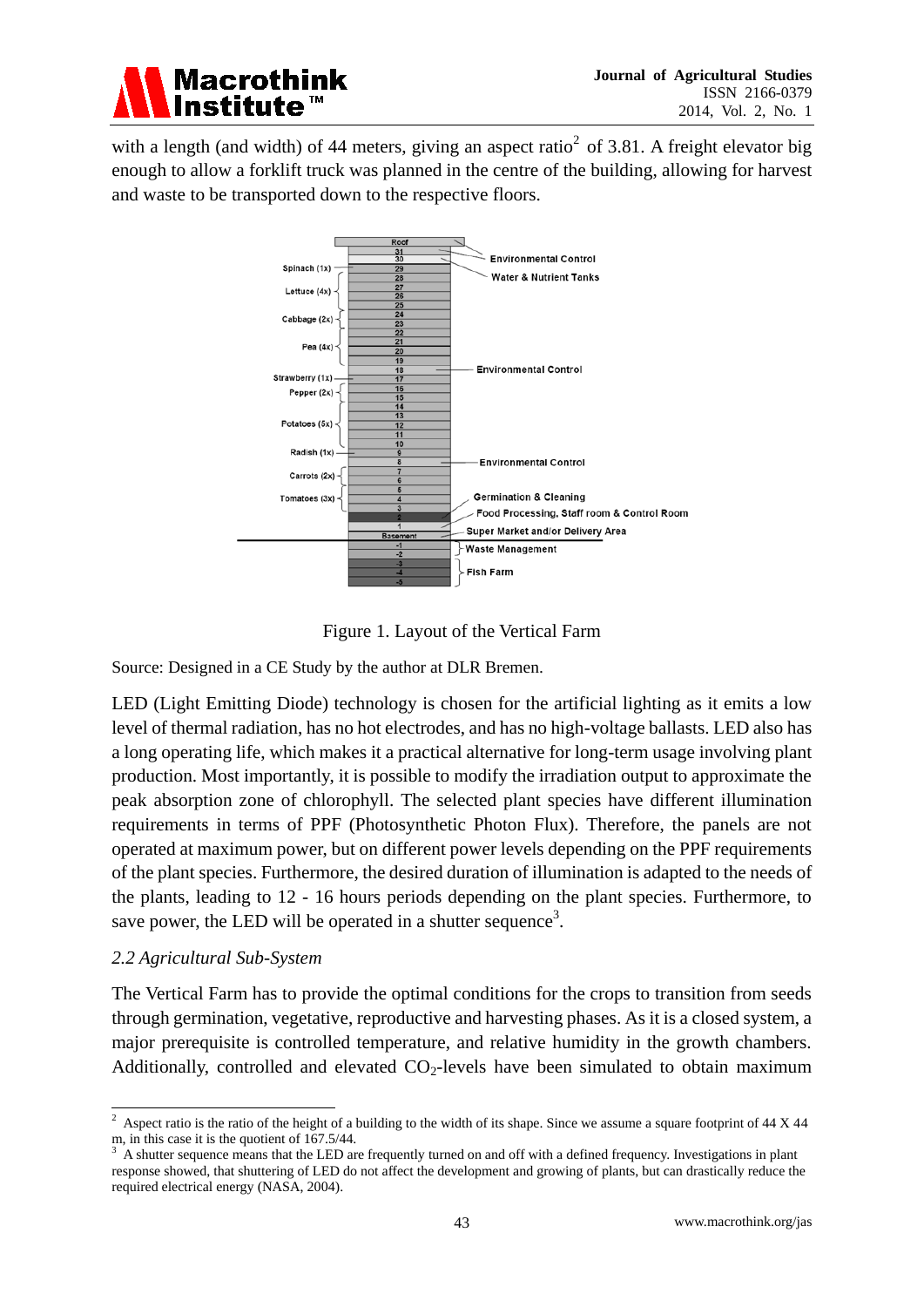with a length (and width) of 44 meters, giving an aspect ratio[2] of 3.81. A freight elevator big enough to allow a forklift truck was planned in the centre of the building, allowing for harvest and waste to be transported down to the respective floors.

Figure 1. Layout of the Vertical Farm

Source: Designed in a CE Study by the author at DLR Bremen.

LED (Light Emitting Diode) technology is chosen for the artificial lighting as it emits a low level of thermal radiation, has no hot electrodes, and has no high-voltage ballasts. LED also has a long operating life, which makes it a practical alternative for long-term usage involving plant production. Most importantly, it is possible to modify the irradiation output to approximate the peak absorption zone of chlorophyll. The selected plant species have different illumination requirements in terms of PPF (Photosynthetic Photon Flux). Therefore, the panels are not operated at maximum power, but on different power levels depending on the PPF requirements of the plant species. Furthermore, the desired duration of illumination is adapted to the needs of the plants, leading to 12 - 16 hours periods depending on the plant species. Furthermore, to save power, the LED will be operated in a shutter sequence[3].

### *2.2 Agricultural Sub-System*

The Vertical Farm has to provide the optimal conditions for the crops to transition from seeds through germination, vegetative, reproductive and harvesting phases. As it is a closed system, a major prerequisite is controlled temperature, and relative humidity in the growth chambers. Additionally, controlled and elevated $CO_2$-levels have been simulated to obtain maximum

---

[2] Aspect ratio is the ratio of the height of a building to the width of its shape. Since we assume a square footprint of 44 X 44 m, in this case it is the quotient of 167.5/44.

[3] A shutter sequence means that the LED are frequently turned on and off with a defined frequency. Investigations in plant response showed, that shuttering of LED do not affect the development and growing of plants, but can drastically reduce the required electrical energy (NASA, 2004).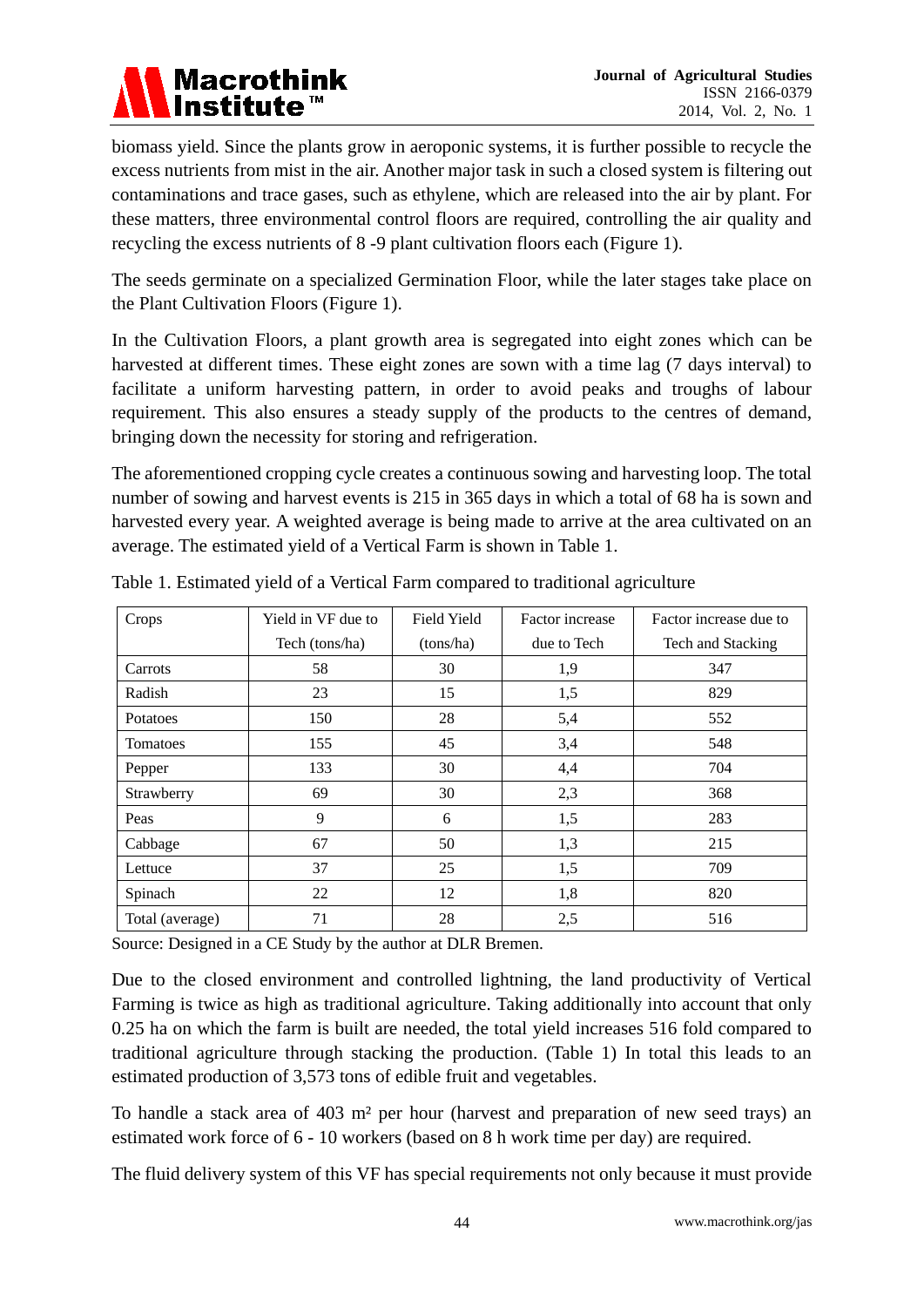biomass yield. Since the plants grow in aeroponic systems, it is further possible to recycle the excess nutrients from mist in the air. Another major task in such a closed system is filtering out contaminations and trace gases, such as ethylene, which are released into the air by plant. For these matters, three environmental control floors are required, controlling the air quality and recycling the excess nutrients of 8 -9 plant cultivation floors each (Figure 1).

The seeds germinate on a specialized Germination Floor, while the later stages take place on the Plant Cultivation Floors (Figure 1).

In the Cultivation Floors, a plant growth area is segregated into eight zones which can be harvested at different times. These eight zones are sown with a time lag (7 days interval) to facilitate a uniform harvesting pattern, in order to avoid peaks and troughs of labour requirement. This also ensures a steady supply of the products to the centres of demand, bringing down the necessity for storing and refrigeration.

The aforementioned cropping cycle creates a continuous sowing and harvesting loop. The total number of sowing and harvest events is 215 in 365 days in which a total of 68 ha is sown and harvested every year. A weighted average is being made to arrive at the area cultivated on an average. The estimated yield of a Vertical Farm is shown in Table 1.

Table 1. Estimated yield of a Vertical Farm compared to traditional agriculture

| Crops | Yield in VF due to Tech (tons/ha) | Field Yield (tons/ha) | Factor increase due to Tech | Factor increase due to Tech and Stacking |
|---|---|---|---|---|
| Carrots | 58 | 30 | 1,9 | 347 |
| Radish | 23 | 15 | 1,5 | 829 |
| Potatoes | 150 | 28 | 5,4 | 552 |
| Tomatoes | 155 | 45 | 3,4 | 548 |
| Pepper | 133 | 30 | 4,4 | 704 |
| Strawberry | 69 | 30 | 2,3 | 368 |
| Peas | 9 | 6 | 1,5 | 283 |
| Cabbage | 67 | 50 | 1,3 | 215 |
| Lettuce | 37 | 25 | 1,5 | 709 |
| Spinach | 22 | 12 | 1,8 | 820 |
| Total (average) | 71 | 28 | 2,5 | 516 |

Source: Designed in a CE Study by the author at DLR Bremen.

Due to the closed environment and controlled lightning, the land productivity of Vertical Farming is twice as high as traditional agriculture. Taking additionally into account that only 0.25 ha on which the farm is built are needed, the total yield increases 516 fold compared to traditional agriculture through stacking the production. (Table 1) In total this leads to an estimated production of 3,573 tons of edible fruit and vegetables.

To handle a stack area of 403 m² per hour (harvest and preparation of new seed trays) an estimated work force of 6 - 10 workers (based on 8 h work time per day) are required.

The fluid delivery system of this VF has special requirements not only because it must provide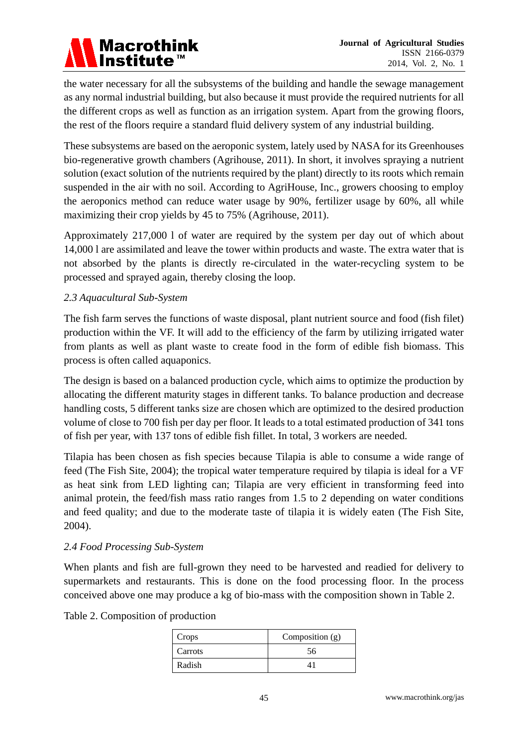the water necessary for all the subsystems of the building and handle the sewage management as any normal industrial building, but also because it must provide the required nutrients for all the different crops as well as function as an irrigation system. Apart from the growing floors, the rest of the floors require a standard fluid delivery system of any industrial building.

These subsystems are based on the aeroponic system, lately used by NASA for its Greenhouses bio-regenerative growth chambers (Agrihouse, 2011). In short, it involves spraying a nutrient solution (exact solution of the nutrients required by the plant) directly to its roots which remain suspended in the air with no soil. According to AgriHouse, Inc., growers choosing to employ the aeroponics method can reduce water usage by 90%, fertilizer usage by 60%, all while maximizing their crop yields by 45 to 75% (Agrihouse, 2011).

Approximately 217,000 l of water are required by the system per day out of which about 14,000 l are assimilated and leave the tower within products and waste. The extra water that is not absorbed by the plants is directly re-circulated in the water-recycling system to be processed and sprayed again, thereby closing the loop.

### *2.3 Aquacultural Sub-System*

The fish farm serves the functions of waste disposal, plant nutrient source and food (fish filet) production within the VF. It will add to the efficiency of the farm by utilizing irrigated water from plants as well as plant waste to create food in the form of edible fish biomass. This process is often called aquaponics.

The design is based on a balanced production cycle, which aims to optimize the production by allocating the different maturity stages in different tanks. To balance production and decrease handling costs, 5 different tanks size are chosen which are optimized to the desired production volume of close to 700 fish per day per floor. It leads to a total estimated production of 341 tons of fish per year, with 137 tons of edible fish fillet. In total, 3 workers are needed.

Tilapia has been chosen as fish species because Tilapia is able to consume a wide range of feed (The Fish Site, 2004); the tropical water temperature required by tilapia is ideal for a VF as heat sink from LED lighting can; Tilapia are very efficient in transforming feed into animal protein, the feed/fish mass ratio ranges from 1.5 to 2 depending on water conditions and feed quality; and due to the moderate taste of tilapia it is widely eaten (The Fish Site, 2004).

### *2.4 Food Processing Sub-System*

When plants and fish are full-grown they need to be harvested and readied for delivery to supermarkets and restaurants. This is done on the food processing floor. In the process conceived above one may produce a kg of bio-mass with the composition shown in Table 2.

Table 2. Composition of production

| Crops | Composition (g) |
|---|---|
| Carrots | 56 |
| Radish | 41 |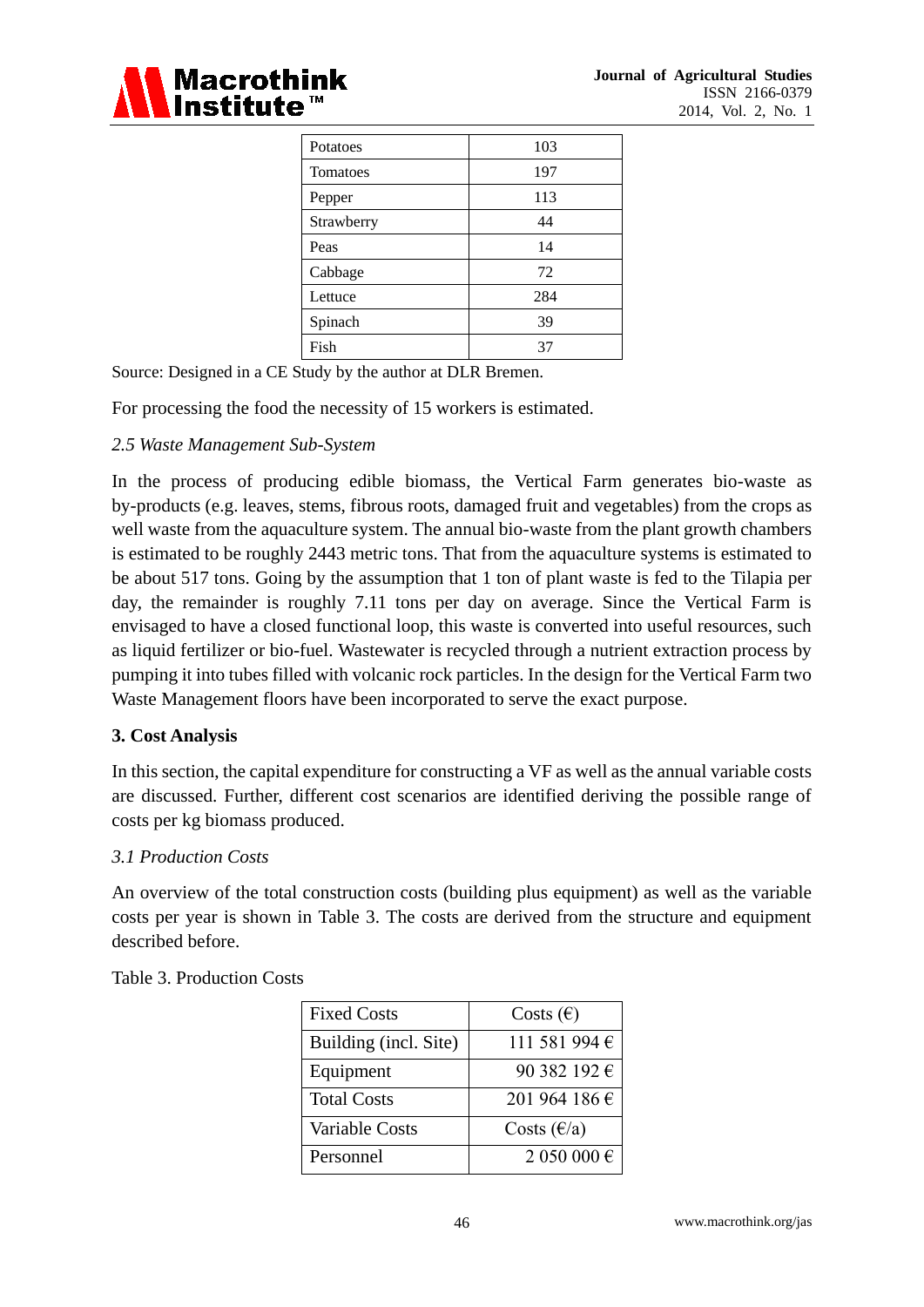| Potatoes | 103 |
|---|---|
| Tomatoes | 197 |
| Pepper | 113 |
| Strawberry | 44 |
| Peas | 14 |
| Cabbage | 72 |
| Lettuce | 284 |
| Spinach | 39 |
| Fish | 37 |

Source: Designed in a CE Study by the author at DLR Bremen.

For processing the food the necessity of 15 workers is estimated.

### *2.5 Waste Management Sub-System*

In the process of producing edible biomass, the Vertical Farm generates bio-waste as by-products (e.g. leaves, stems, fibrous roots, damaged fruit and vegetables) from the crops as well waste from the aquaculture system. The annual bio-waste from the plant growth chambers is estimated to be roughly 2443 metric tons. That from the aquaculture systems is estimated to be about 517 tons. Going by the assumption that 1 ton of plant waste is fed to the Tilapia per day, the remainder is roughly 7.11 tons per day on average. Since the Vertical Farm is envisaged to have a closed functional loop, this waste is converted into useful resources, such as liquid fertilizer or bio-fuel. Wastewater is recycled through a nutrient extraction process by pumping it into tubes filled with volcanic rock particles. In the design for the Vertical Farm two Waste Management floors have been incorporated to serve the exact purpose.

## 3. Cost Analysis

In this section, the capital expenditure for constructing a VF as well as the annual variable costs are discussed. Further, different cost scenarios are identified deriving the possible range of costs per kg biomass produced.

### *3.1 Production Costs*

An overview of the total construction costs (building plus equipment) as well as the variable costs per year is shown in Table 3. The costs are derived from the structure and equipment described before.

Table 3. Production Costs

| Fixed Costs | Costs (€) |
|---|---|
| Building (incl. Site) | 111 581 994 € |
| Equipment | 90 382 192 € |
| Total Costs | 201 964 186 € |
| Variable Costs | Costs (€/a) |
| Personnel | 2 050 000 € |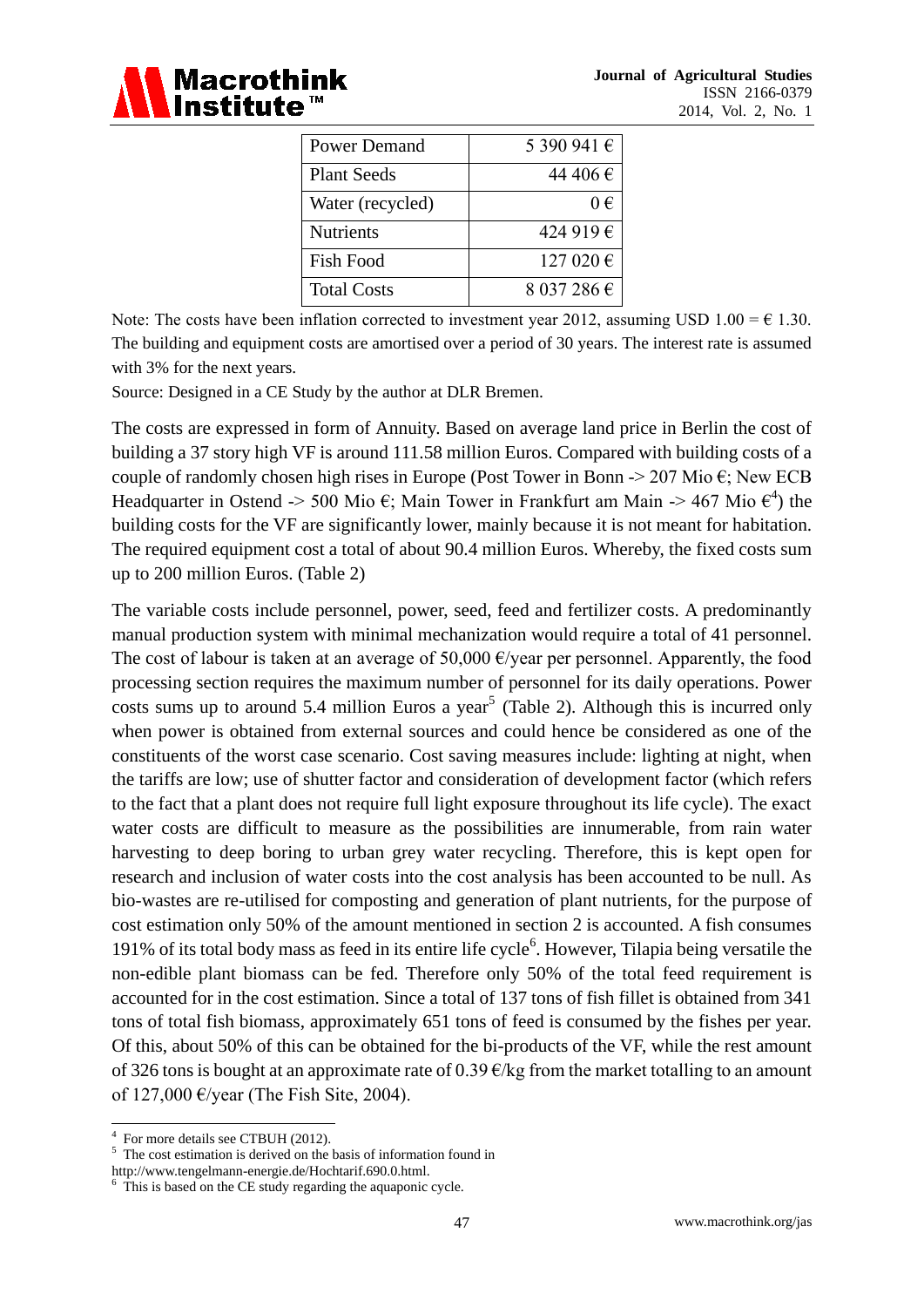| Power Demand | 5 390 941 € |
|---|---|
| Plant Seeds | 44 406 € |
| Water (recycled) | 0 € |
| Nutrients | 424 919 € |
| Fish Food | 127 020 € |
| Total Costs | 8 037 286 € |

Note: The costs have been inflation corrected to investment year 2012, assuming USD 1.00 = € 1.30. The building and equipment costs are amortised over a period of 30 years. The interest rate is assumed with 3% for the next years.

Source: Designed in a CE Study by the author at DLR Bremen.

The costs are expressed in form of Annuity. Based on average land price in Berlin the cost of building a 37 story high VF is around 111.58 million Euros. Compared with building costs of a couple of randomly chosen high rises in Europe (Post Tower in Bonn -> 207 Mio €; New ECB Headquarter in Ostend -> 500 Mio €; Main Tower in Frankfurt am Main -> 467 Mio €[4]) the building costs for the VF are significantly lower, mainly because it is not meant for habitation. The required equipment cost a total of about 90.4 million Euros. Whereby, the fixed costs sum up to 200 million Euros. (Table 2)

The variable costs include personnel, power, seed, feed and fertilizer costs. A predominantly manual production system with minimal mechanization would require a total of 41 personnel. The cost of labour is taken at an average of 50,000 €/year per personnel. Apparently, the food processing section requires the maximum number of personnel for its daily operations. Power costs sums up to around 5.4 million Euros a year[5] (Table 2). Although this is incurred only when power is obtained from external sources and could hence be considered as one of the constituents of the worst case scenario. Cost saving measures include: lighting at night, when the tariffs are low; use of shutter factor and consideration of development factor (which refers to the fact that a plant does not require full light exposure throughout its life cycle). The exact water costs are difficult to measure as the possibilities are innumerable, from rain water harvesting to deep boring to urban grey water recycling. Therefore, this is kept open for research and inclusion of water costs into the cost analysis has been accounted to be null. As bio-wastes are re-utilised for composting and generation of plant nutrients, for the purpose of cost estimation only 50% of the amount mentioned in section 2 is accounted. A fish consumes 191% of its total body mass as feed in its entire life cycle[6]. However, Tilapia being versatile the non-edible plant biomass can be fed. Therefore only 50% of the total feed requirement is accounted for in the cost estimation. Since a total of 137 tons of fish fillet is obtained from 341 tons of total fish biomass, approximately 651 tons of feed is consumed by the fishes per year. Of this, about 50% of this can be obtained for the bi-products of the VF, while the rest amount of 326 tons is bought at an approximate rate of 0.39 €/kg from the market totalling to an amount of 127,000 €/year (The Fish Site, 2004).

---

[4] For more details see CTBUH (2012).

[5] The cost estimation is derived on the basis of information found in http://www.tengelmann-energie.de/Hochtarif.690.0.html.

[6] This is based on the CE study regarding the aquaponic cycle.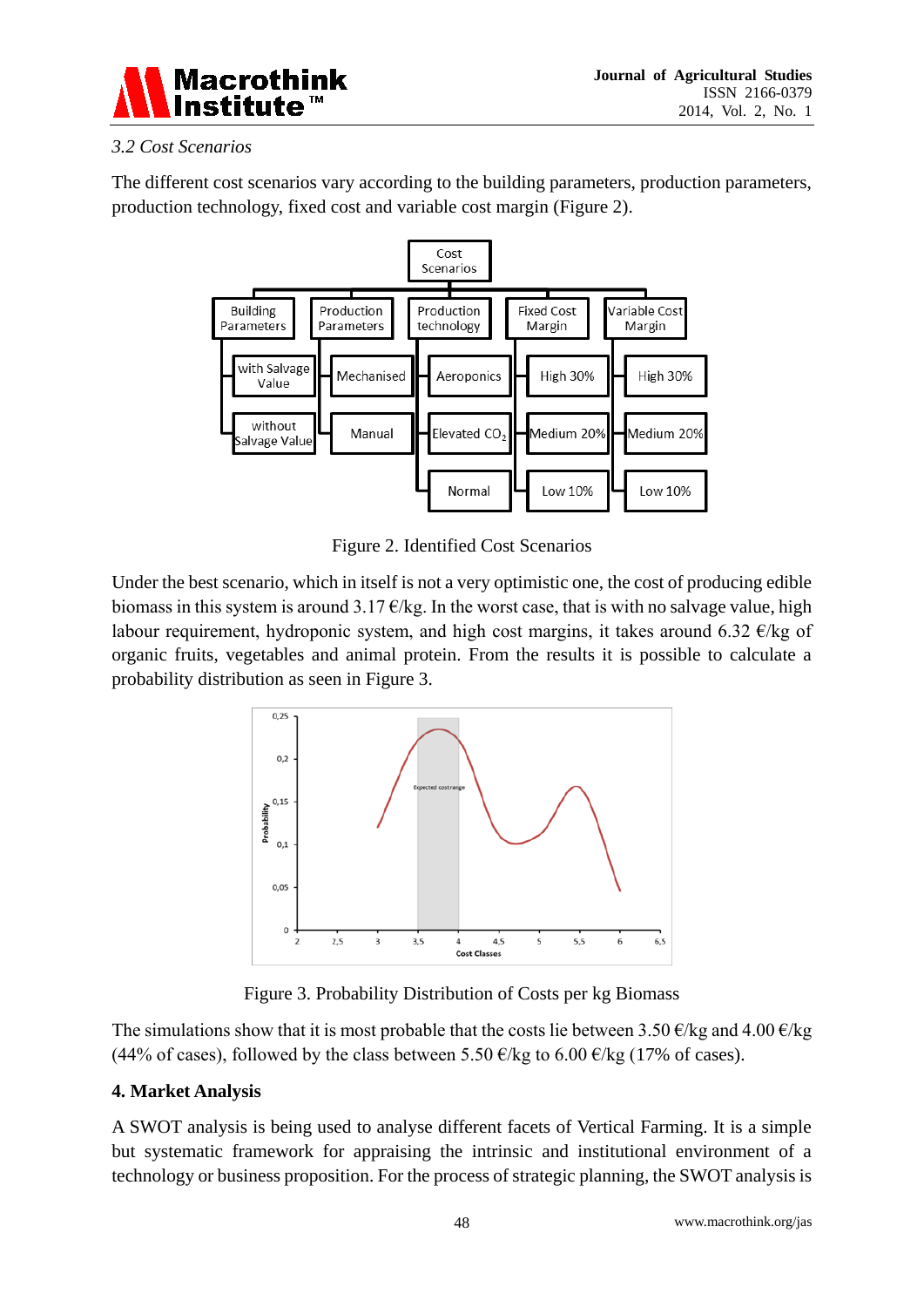### 3.2 Cost Scenarios

The different cost scenarios vary according to the building parameters, production parameters, production technology, fixed cost and variable cost margin (Figure 2).

Figure 2. Identified Cost Scenarios

Under the best scenario, which in itself is not a very optimistic one, the cost of producing edible biomass in this system is around 3.17 €/kg. In the worst case, that is with no salvage value, high labour requirement, hydroponic system, and high cost margins, it takes around 6.32 €/kg of organic fruits, vegetables and animal protein. From the results it is possible to calculate a probability distribution as seen in Figure 3.

Figure 3. Probability Distribution of Costs per kg Biomass

The simulations show that it is most probable that the costs lie between 3.50 €/kg and 4.00 €/kg (44% of cases), followed by the class between 5.50 €/kg to 6.00 €/kg (17% of cases).

## 4. Market Analysis

A SWOT analysis is being used to analyse different facets of Vertical Farming. It is a simple but systematic framework for appraising the intrinsic and institutional environment of a technology or business proposition. For the process of strategic planning, the SWOT analysis is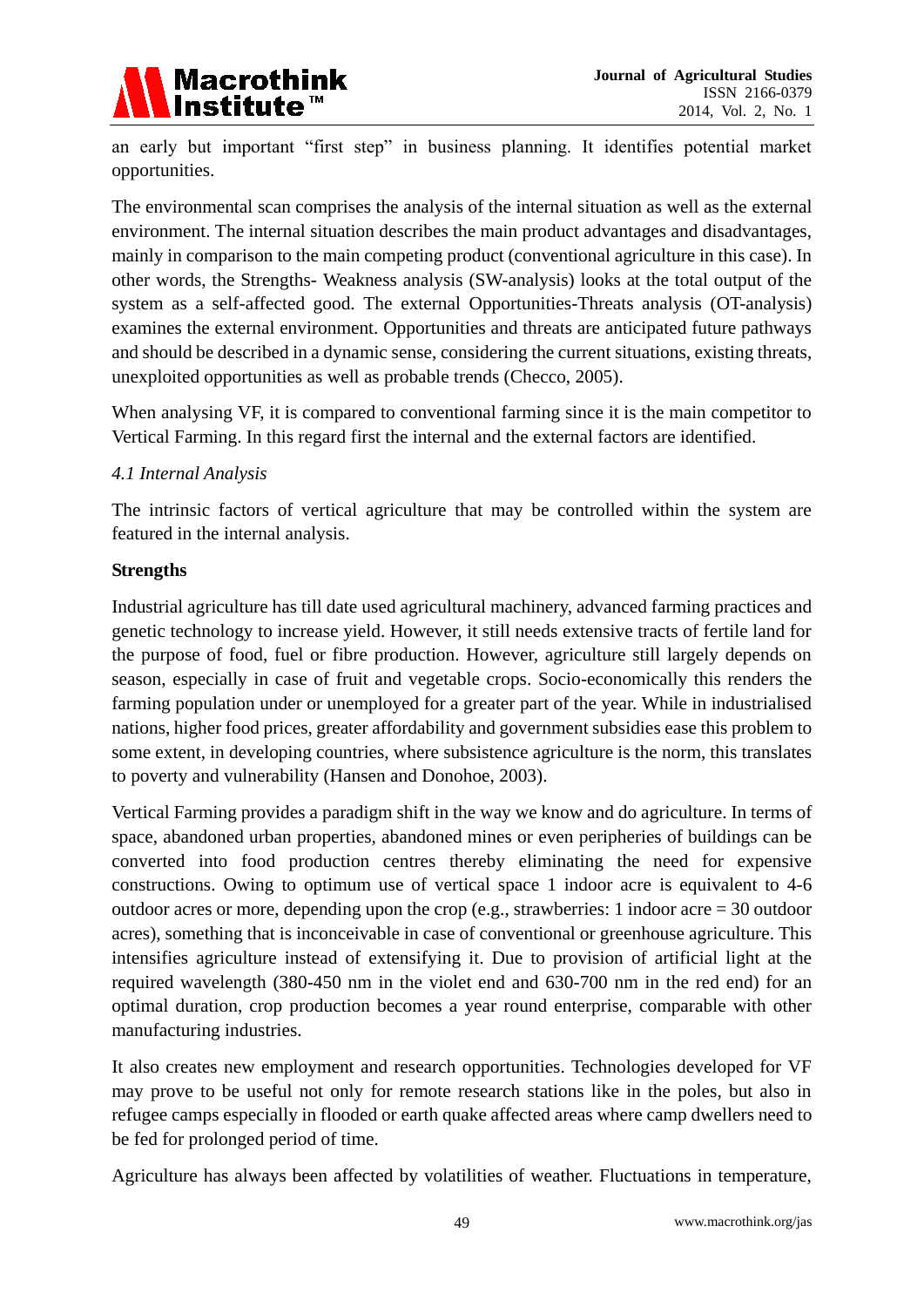an early but important "first step" in business planning. It identifies potential market opportunities.

The environmental scan comprises the analysis of the internal situation as well as the external environment. The internal situation describes the main product advantages and disadvantages, mainly in comparison to the main competing product (conventional agriculture in this case). In other words, the Strengths- Weakness analysis (SW-analysis) looks at the total output of the system as a self-affected good. The external Opportunities-Threats analysis (OT-analysis) examines the external environment. Opportunities and threats are anticipated future pathways and should be described in a dynamic sense, considering the current situations, existing threats, unexploited opportunities as well as probable trends (Checco, 2005).

When analysing VF, it is compared to conventional farming since it is the main competitor to Vertical Farming. In this regard first the internal and the external factors are identified.

### *4.1 Internal Analysis*

The intrinsic factors of vertical agriculture that may be controlled within the system are featured in the internal analysis.

**Strengths**

Industrial agriculture has till date used agricultural machinery, advanced farming practices and genetic technology to increase yield. However, it still needs extensive tracts of fertile land for the purpose of food, fuel or fibre production. However, agriculture still largely depends on season, especially in case of fruit and vegetable crops. Socio-economically this renders the farming population under or unemployed for a greater part of the year. While in industrialised nations, higher food prices, greater affordability and government subsidies ease this problem to some extent, in developing countries, where subsistence agriculture is the norm, this translates to poverty and vulnerability (Hansen and Donohoe, 2003).

Vertical Farming provides a paradigm shift in the way we know and do agriculture. In terms of space, abandoned urban properties, abandoned mines or even peripheries of buildings can be converted into food production centres thereby eliminating the need for expensive constructions. Owing to optimum use of vertical space 1 indoor acre is equivalent to 4-6 outdoor acres or more, depending upon the crop (e.g., strawberries: 1 indoor acre = 30 outdoor acres), something that is inconceivable in case of conventional or greenhouse agriculture. This intensifies agriculture instead of extensifying it. Due to provision of artificial light at the required wavelength (380-450 nm in the violet end and 630-700 nm in the red end) for an optimal duration, crop production becomes a year round enterprise, comparable with other manufacturing industries.

It also creates new employment and research opportunities. Technologies developed for VF may prove to be useful not only for remote research stations like in the poles, but also in refugee camps especially in flooded or earth quake affected areas where camp dwellers need to be fed for prolonged period of time.

Agriculture has always been affected by volatilities of weather. Fluctuations in temperature,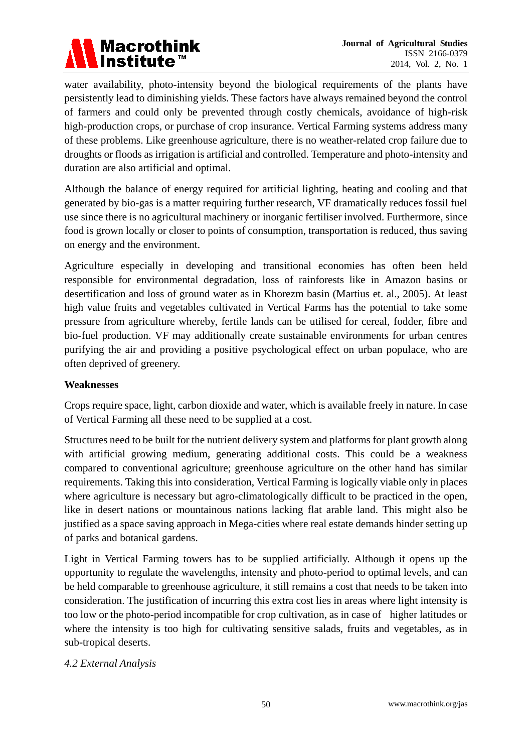water availability, photo-intensity beyond the biological requirements of the plants have persistently lead to diminishing yields. These factors have always remained beyond the control of farmers and could only be prevented through costly chemicals, avoidance of high-risk high-production crops, or purchase of crop insurance. Vertical Farming systems address many of these problems. Like greenhouse agriculture, there is no weather-related crop failure due to droughts or floods as irrigation is artificial and controlled. Temperature and photo-intensity and duration are also artificial and optimal.

Although the balance of energy required for artificial lighting, heating and cooling and that generated by bio-gas is a matter requiring further research, VF dramatically reduces fossil fuel use since there is no agricultural machinery or inorganic fertiliser involved. Furthermore, since food is grown locally or closer to points of consumption, transportation is reduced, thus saving on energy and the environment.

Agriculture especially in developing and transitional economies has often been held responsible for environmental degradation, loss of rainforests like in Amazon basins or desertification and loss of ground water as in Khorezm basin (Martius et. al., 2005). At least high value fruits and vegetables cultivated in Vertical Farms has the potential to take some pressure from agriculture whereby, fertile lands can be utilised for cereal, fodder, fibre and bio-fuel production. VF may additionally create sustainable environments for urban centres purifying the air and providing a positive psychological effect on urban populace, who are often deprived of greenery.

**Weaknesses**

Crops require space, light, carbon dioxide and water, which is available freely in nature. In case of Vertical Farming all these need to be supplied at a cost.

Structures need to be built for the nutrient delivery system and platforms for plant growth along with artificial growing medium, generating additional costs. This could be a weakness compared to conventional agriculture; greenhouse agriculture on the other hand has similar requirements. Taking this into consideration, Vertical Farming is logically viable only in places where agriculture is necessary but agro-climatologically difficult to be practiced in the open, like in desert nations or mountainous nations lacking flat arable land. This might also be justified as a space saving approach in Mega-cities where real estate demands hinder setting up of parks and botanical gardens.

Light in Vertical Farming towers has to be supplied artificially. Although it opens up the opportunity to regulate the wavelengths, intensity and photo-period to optimal levels, and can be held comparable to greenhouse agriculture, it still remains a cost that needs to be taken into consideration. The justification of incurring this extra cost lies in areas where light intensity is too low or the photo-period incompatible for crop cultivation, as in case of higher latitudes or where the intensity is too high for cultivating sensitive salads, fruits and vegetables, as in sub-tropical deserts.

*4.2 External Analysis*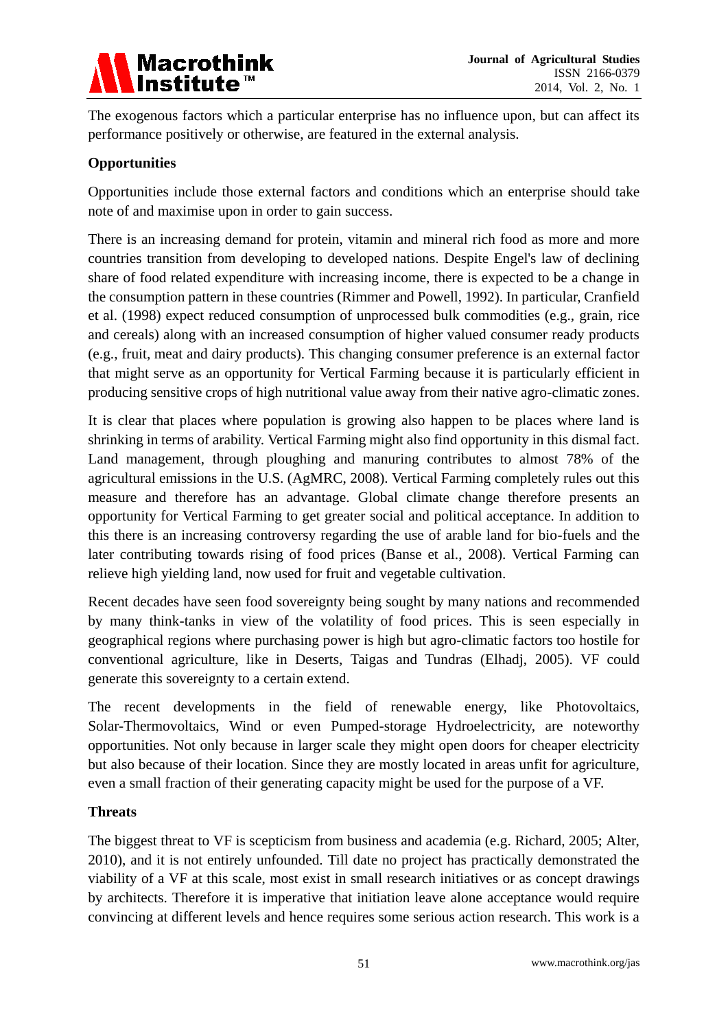The exogenous factors which a particular enterprise has no influence upon, but can affect its performance positively or otherwise, are featured in the external analysis.

**Opportunities**

Opportunities include those external factors and conditions which an enterprise should take note of and maximise upon in order to gain success.

There is an increasing demand for protein, vitamin and mineral rich food as more and more countries transition from developing to developed nations. Despite Engel's law of declining share of food related expenditure with increasing income, there is expected to be a change in the consumption pattern in these countries (Rimmer and Powell, 1992). In particular, Cranfield et al. (1998) expect reduced consumption of unprocessed bulk commodities (e.g., grain, rice and cereals) along with an increased consumption of higher valued consumer ready products (e.g., fruit, meat and dairy products). This changing consumer preference is an external factor that might serve as an opportunity for Vertical Farming because it is particularly efficient in producing sensitive crops of high nutritional value away from their native agro-climatic zones.

It is clear that places where population is growing also happen to be places where land is shrinking in terms of arability. Vertical Farming might also find opportunity in this dismal fact. Land management, through ploughing and manuring contributes to almost 78% of the agricultural emissions in the U.S. (AgMRC, 2008). Vertical Farming completely rules out this measure and therefore has an advantage. Global climate change therefore presents an opportunity for Vertical Farming to get greater social and political acceptance. In addition to this there is an increasing controversy regarding the use of arable land for bio-fuels and the later contributing towards rising of food prices (Banse et al., 2008). Vertical Farming can relieve high yielding land, now used for fruit and vegetable cultivation.

Recent decades have seen food sovereignty being sought by many nations and recommended by many think-tanks in view of the volatility of food prices. This is seen especially in geographical regions where purchasing power is high but agro-climatic factors too hostile for conventional agriculture, like in Deserts, Taigas and Tundras (Elhadj, 2005). VF could generate this sovereignty to a certain extend.

The recent developments in the field of renewable energy, like Photovoltaics, Solar-Thermovoltaics, Wind or even Pumped-storage Hydroelectricity, are noteworthy opportunities. Not only because in larger scale they might open doors for cheaper electricity but also because of their location. Since they are mostly located in areas unfit for agriculture, even a small fraction of their generating capacity might be used for the purpose of a VF.

**Threats**

The biggest threat to VF is scepticism from business and academia (e.g. Richard, 2005; Alter, 2010), and it is not entirely unfounded. Till date no project has practically demonstrated the viability of a VF at this scale, most exist in small research initiatives or as concept drawings by architects. Therefore it is imperative that initiation leave alone acceptance would require convincing at different levels and hence requires some serious action research. This work is a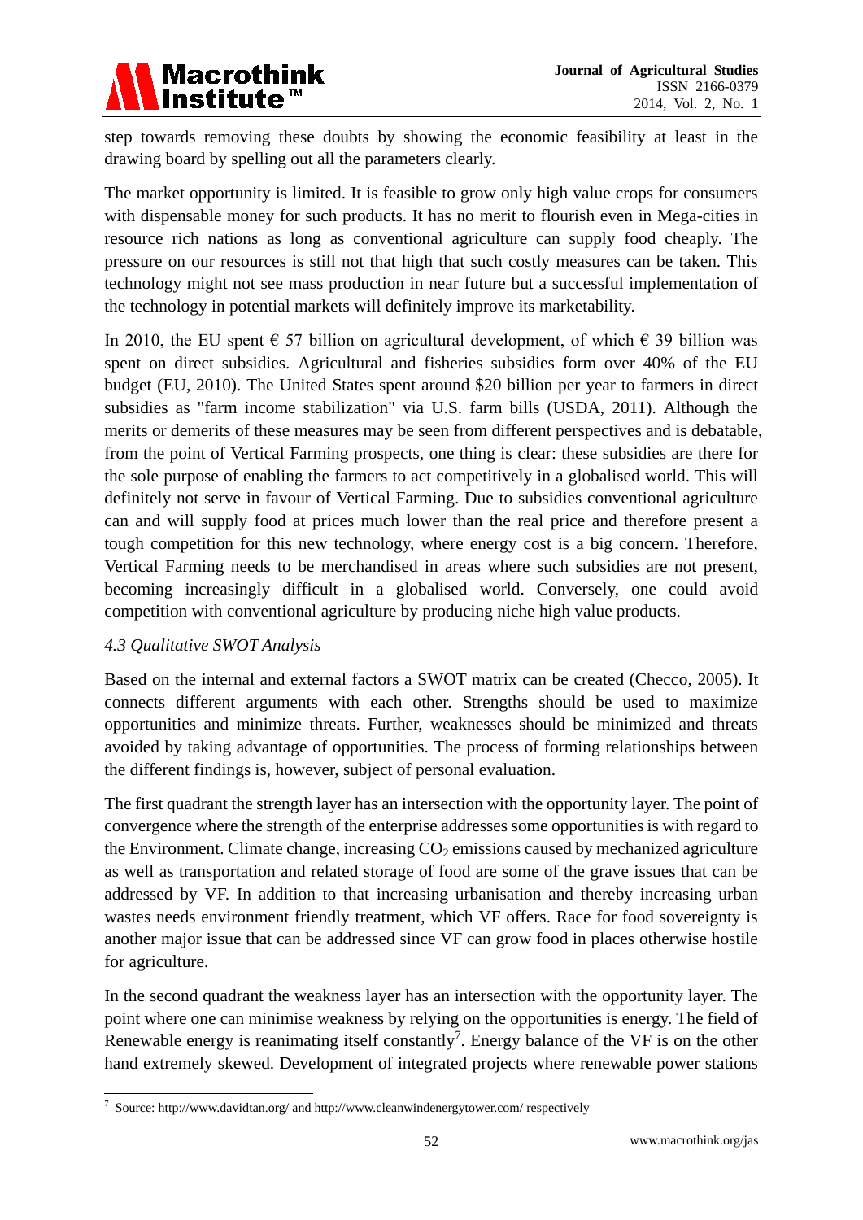step towards removing these doubts by showing the economic feasibility at least in the drawing board by spelling out all the parameters clearly.

The market opportunity is limited. It is feasible to grow only high value crops for consumers with dispensable money for such products. It has no merit to flourish even in Mega-cities in resource rich nations as long as conventional agriculture can supply food cheaply. The pressure on our resources is still not that high that such costly measures can be taken. This technology might not see mass production in near future but a successful implementation of the technology in potential markets will definitely improve its marketability.

In 2010, the EU spent € 57 billion on agricultural development, of which € 39 billion was spent on direct subsidies. Agricultural and fisheries subsidies form over 40% of the EU budget (EU, 2010). The United States spent around $20 billion per year to farmers in direct subsidies as "farm income stabilization" via U.S. farm bills (USDA, 2011). Although the merits or demerits of these measures may be seen from different perspectives and is debatable, from the point of Vertical Farming prospects, one thing is clear: these subsidies are there for the sole purpose of enabling the farmers to act competitively in a globalised world. This will definitely not serve in favour of Vertical Farming. Due to subsidies conventional agriculture can and will supply food at prices much lower than the real price and therefore present a tough competition for this new technology, where energy cost is a big concern. Therefore, Vertical Farming needs to be merchandised in areas where such subsidies are not present, becoming increasingly difficult in a globalised world. Conversely, one could avoid competition with conventional agriculture by producing niche high value products.

### *4.3 Qualitative SWOT Analysis*

Based on the internal and external factors a SWOT matrix can be created (Checco, 2005). It connects different arguments with each other. Strengths should be used to maximize opportunities and minimize threats. Further, weaknesses should be minimized and threats avoided by taking advantage of opportunities. The process of forming relationships between the different findings is, however, subject of personal evaluation.

The first quadrant the strength layer has an intersection with the opportunity layer. The point of convergence where the strength of the enterprise addresses some opportunities is with regard to the Environment. Climate change, increasing $CO_2$ emissions caused by mechanized agriculture as well as transportation and related storage of food are some of the grave issues that can be addressed by VF. In addition to that increasing urbanisation and thereby increasing urban wastes needs environment friendly treatment, which VF offers. Race for food sovereignty is another major issue that can be addressed since VF can grow food in places otherwise hostile for agriculture.

In the second quadrant the weakness layer has an intersection with the opportunity layer. The point where one can minimise weakness by relying on the opportunities is energy. The field of Renewable energy is reanimating itself constantly[7]. Energy balance of the VF is on the other hand extremely skewed. Development of integrated projects where renewable power stations

---

[7] Source: http://www.davidtan.org/ and http://www.cleanwindenergytower.com/ respectively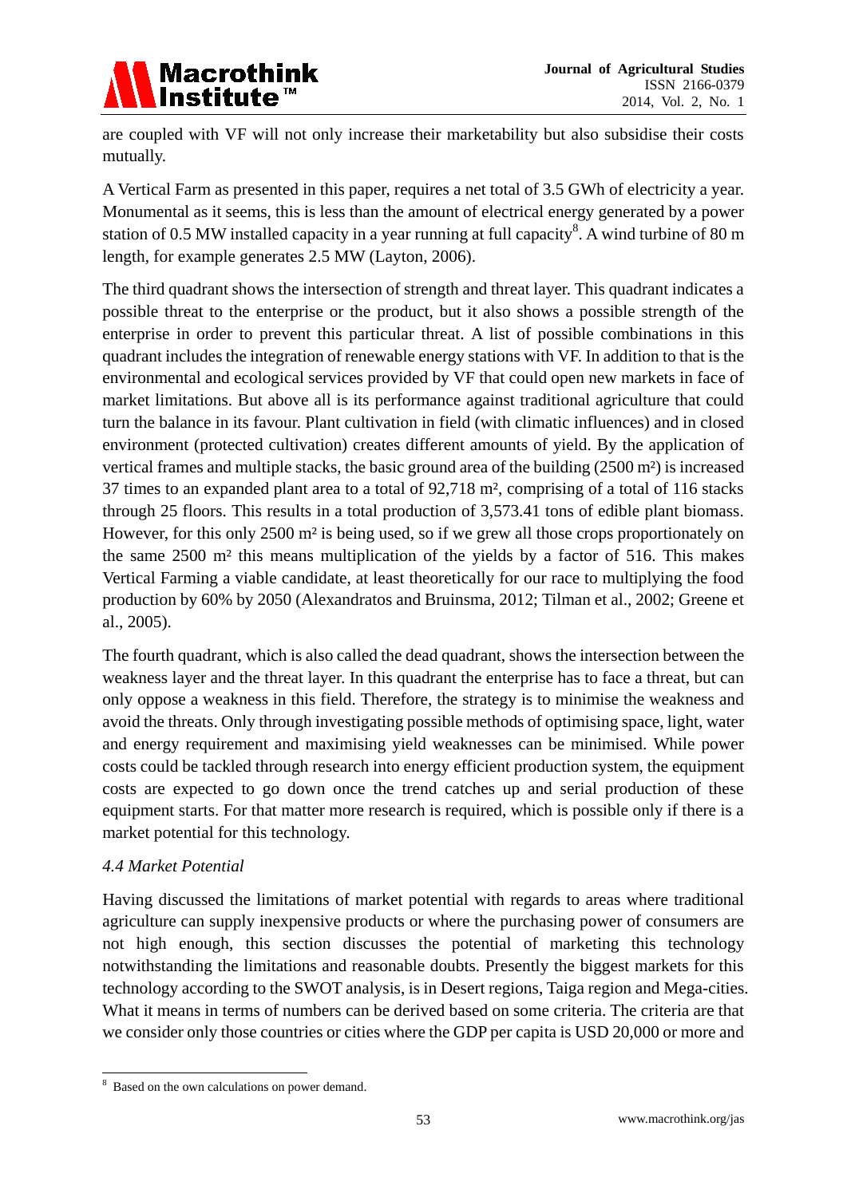are coupled with VF will not only increase their marketability but also subsidise their costs mutually.

A Vertical Farm as presented in this paper, requires a net total of 3.5 GWh of electricity a year. Monumental as it seems, this is less than the amount of electrical energy generated by a power station of 0.5 MW installed capacity in a year running at full capacity[8]. A wind turbine of 80 m length, for example generates 2.5 MW (Layton, 2006).

The third quadrant shows the intersection of strength and threat layer. This quadrant indicates a possible threat to the enterprise or the product, but it also shows a possible strength of the enterprise in order to prevent this particular threat. A list of possible combinations in this quadrant includes the integration of renewable energy stations with VF. In addition to that is the environmental and ecological services provided by VF that could open new markets in face of market limitations. But above all is its performance against traditional agriculture that could turn the balance in its favour. Plant cultivation in field (with climatic influences) and in closed environment (protected cultivation) creates different amounts of yield. By the application of vertical frames and multiple stacks, the basic ground area of the building (2500 m²) is increased 37 times to an expanded plant area to a total of 92,718 m², comprising of a total of 116 stacks through 25 floors. This results in a total production of 3,573.41 tons of edible plant biomass. However, for this only 2500 m² is being used, so if we grew all those crops proportionately on the same 2500 m² this means multiplication of the yields by a factor of 516. This makes Vertical Farming a viable candidate, at least theoretically for our race to multiplying the food production by 60% by 2050 (Alexandratos and Bruinsma, 2012; Tilman et al., 2002; Greene et al., 2005).

The fourth quadrant, which is also called the dead quadrant, shows the intersection between the weakness layer and the threat layer. In this quadrant the enterprise has to face a threat, but can only oppose a weakness in this field. Therefore, the strategy is to minimise the weakness and avoid the threats. Only through investigating possible methods of optimising space, light, water and energy requirement and maximising yield weaknesses can be minimised. While power costs could be tackled through research into energy efficient production system, the equipment costs are expected to go down once the trend catches up and serial production of these equipment starts. For that matter more research is required, which is possible only if there is a market potential for this technology.

### *4.4 Market Potential*

Having discussed the limitations of market potential with regards to areas where traditional agriculture can supply inexpensive products or where the purchasing power of consumers are not high enough, this section discusses the potential of marketing this technology notwithstanding the limitations and reasonable doubts. Presently the biggest markets for this technology according to the SWOT analysis, is in Desert regions, Taiga region and Mega-cities. What it means in terms of numbers can be derived based on some criteria. The criteria are that we consider only those countries or cities where the GDP per capita is USD 20,000 or more and

---

[8] Based on the own calculations on power demand.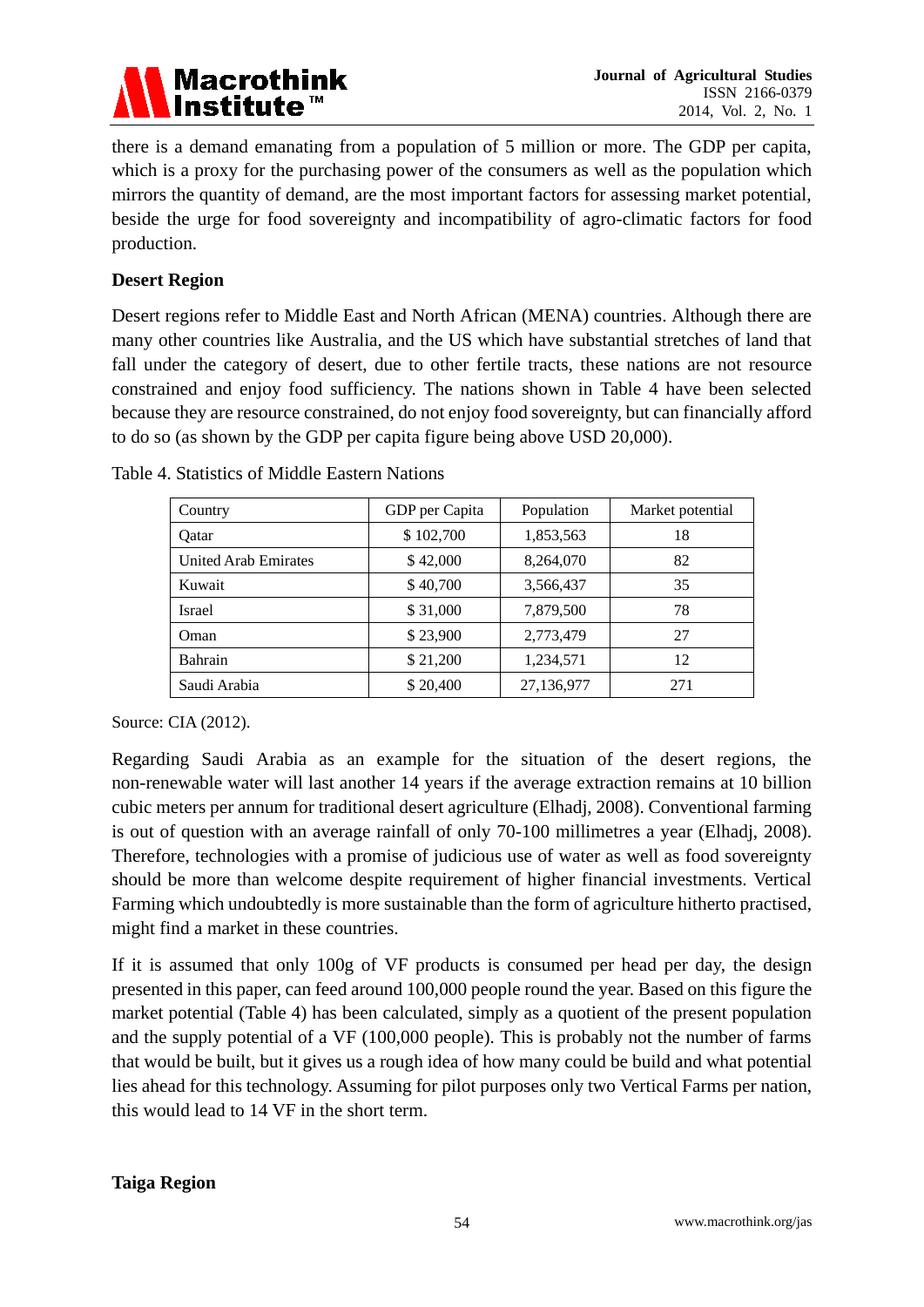there is a demand emanating from a population of 5 million or more. The GDP per capita, which is a proxy for the purchasing power of the consumers as well as the population which mirrors the quantity of demand, are the most important factors for assessing market potential, beside the urge for food sovereignty and incompatibility of agro-climatic factors for food production.

**Desert Region**

Desert regions refer to Middle East and North African (MENA) countries. Although there are many other countries like Australia, and the US which have substantial stretches of land that fall under the category of desert, due to other fertile tracts, these nations are not resource constrained and enjoy food sufficiency. The nations shown in Table 4 have been selected because they are resource constrained, do not enjoy food sovereignty, but can financially afford to do so (as shown by the GDP per capita figure being above USD 20,000).

Table 4. Statistics of Middle Eastern Nations

| Country | GDP per Capita | Population | Market potential |
|---|---|---|---|
| Qatar | $ 102,700 | 1,853,563 | 18 |
| United Arab Emirates | $ 42,000 | 8,264,070 | 82 |
| Kuwait | $ 40,700 | 3,566,437 | 35 |
| Israel | $ 31,000 | 7,879,500 | 78 |
| Oman | $ 23,900 | 2,773,479 | 27 |
| Bahrain | $ 21,200 | 1,234,571 | 12 |
| Saudi Arabia | $ 20,400 | 27,136,977 | 271 |

Source: CIA (2012).

Regarding Saudi Arabia as an example for the situation of the desert regions, the non-renewable water will last another 14 years if the average extraction remains at 10 billion cubic meters per annum for traditional desert agriculture (Elhadj, 2008). Conventional farming is out of question with an average rainfall of only 70-100 millimetres a year (Elhadj, 2008). Therefore, technologies with a promise of judicious use of water as well as food sovereignty should be more than welcome despite requirement of higher financial investments. Vertical Farming which undoubtedly is more sustainable than the form of agriculture hitherto practised, might find a market in these countries.

If it is assumed that only 100g of VF products is consumed per head per day, the design presented in this paper, can feed around 100,000 people round the year. Based on this figure the market potential (Table 4) has been calculated, simply as a quotient of the present population and the supply potential of a VF (100,000 people). This is probably not the number of farms that would be built, but it gives us a rough idea of how many could be build and what potential lies ahead for this technology. Assuming for pilot purposes only two Vertical Farms per nation, this would lead to 14 VF in the short term.

**Taiga Region**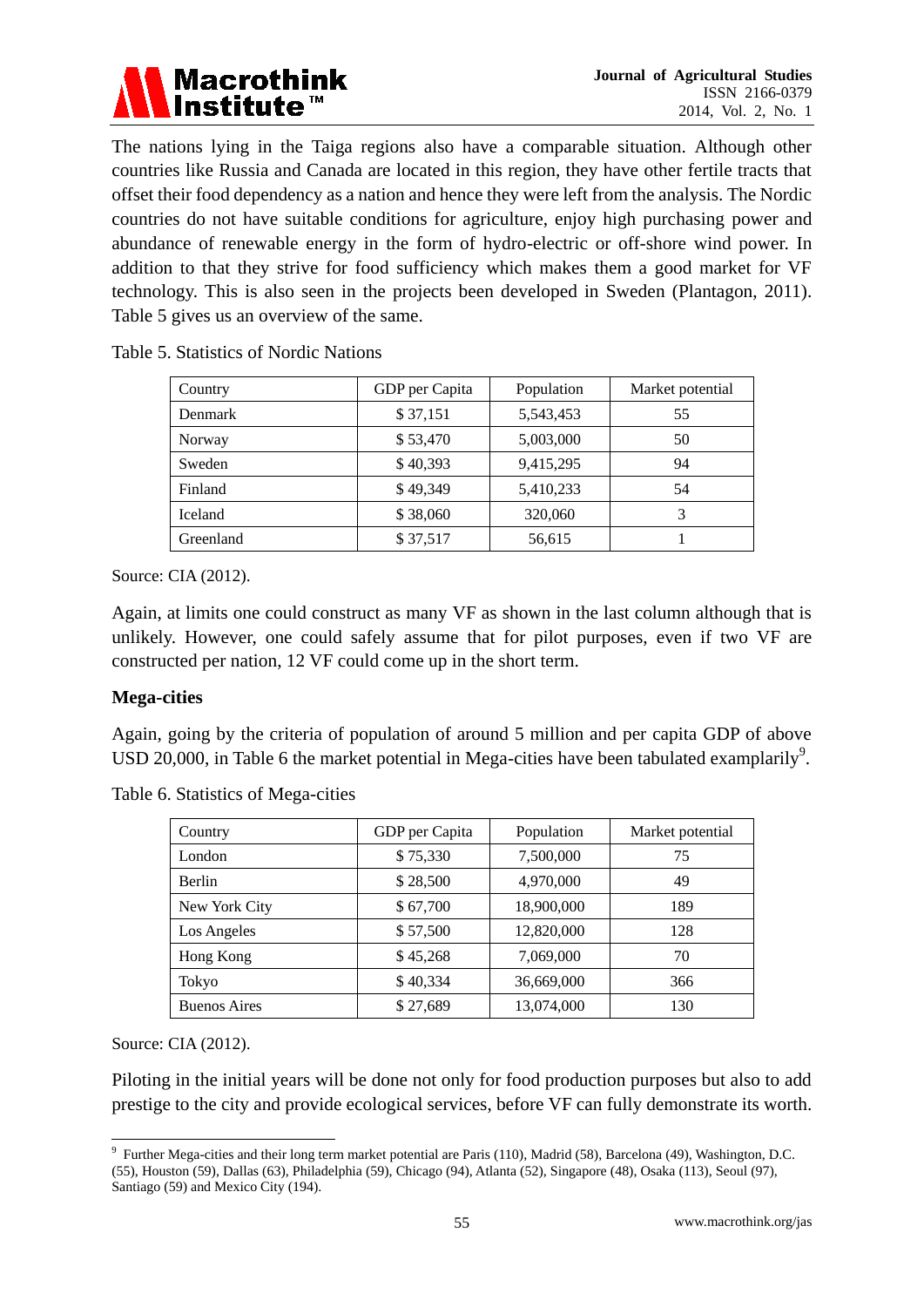The nations lying in the Taiga regions also have a comparable situation. Although other countries like Russia and Canada are located in this region, they have other fertile tracts that offset their food dependency as a nation and hence they were left from the analysis. The Nordic countries do not have suitable conditions for agriculture, enjoy high purchasing power and abundance of renewable energy in the form of hydro-electric or off-shore wind power. In addition to that they strive for food sufficiency which makes them a good market for VF technology. This is also seen in the projects been developed in Sweden (Plantagon, 2011). Table 5 gives us an overview of the same.

Table 5. Statistics of Nordic Nations

| Country | GDP per Capita | Population | Market potential |
|---|---|---|---|
| Denmark | $ 37,151 | 5,543,453 | 55 |
| Norway | $ 53,470 | 5,003,000 | 50 |
| Sweden | $ 40,393 | 9,415,295 | 94 |
| Finland | $ 49,349 | 5,410,233 | 54 |
| Iceland | $ 38,060 | 320,060 | 3 |
| Greenland | $ 37,517 | 56,615 | 1 |

Source: CIA (2012).

Again, at limits one could construct as many VF as shown in the last column although that is unlikely. However, one could safely assume that for pilot purposes, even if two VF are constructed per nation, 12 VF could come up in the short term.

**Mega-cities**

Again, going by the criteria of population of around 5 million and per capita GDP of above USD 20,000, in Table 6 the market potential in Mega-cities have been tabulated examplarily[9].

Table 6. Statistics of Mega-cities

| Country | GDP per Capita | Population | Market potential |
|---|---|---|---|
| London | $ 75,330 | 7,500,000 | 75 |
| Berlin | $ 28,500 | 4,970,000 | 49 |
| New York City | $ 67,700 | 18,900,000 | 189 |
| Los Angeles | $ 57,500 | 12,820,000 | 128 |
| Hong Kong | $ 45,268 | 7,069,000 | 70 |
| Tokyo | $ 40,334 | 36,669,000 | 366 |
| Buenos Aires | $ 27,689 | 13,074,000 | 130 |

Source: CIA (2012).

Piloting in the initial years will be done not only for food production purposes but also to add prestige to the city and provide ecological services, before VF can fully demonstrate its worth.

---

[9] Further Mega-cities and their long term market potential are Paris (110), Madrid (58), Barcelona (49), Washington, D.C. (55), Houston (59), Dallas (63), Philadelphia (59), Chicago (94), Atlanta (52), Singapore (48), Osaka (113), Seoul (97), Santiago (59) and Mexico City (194).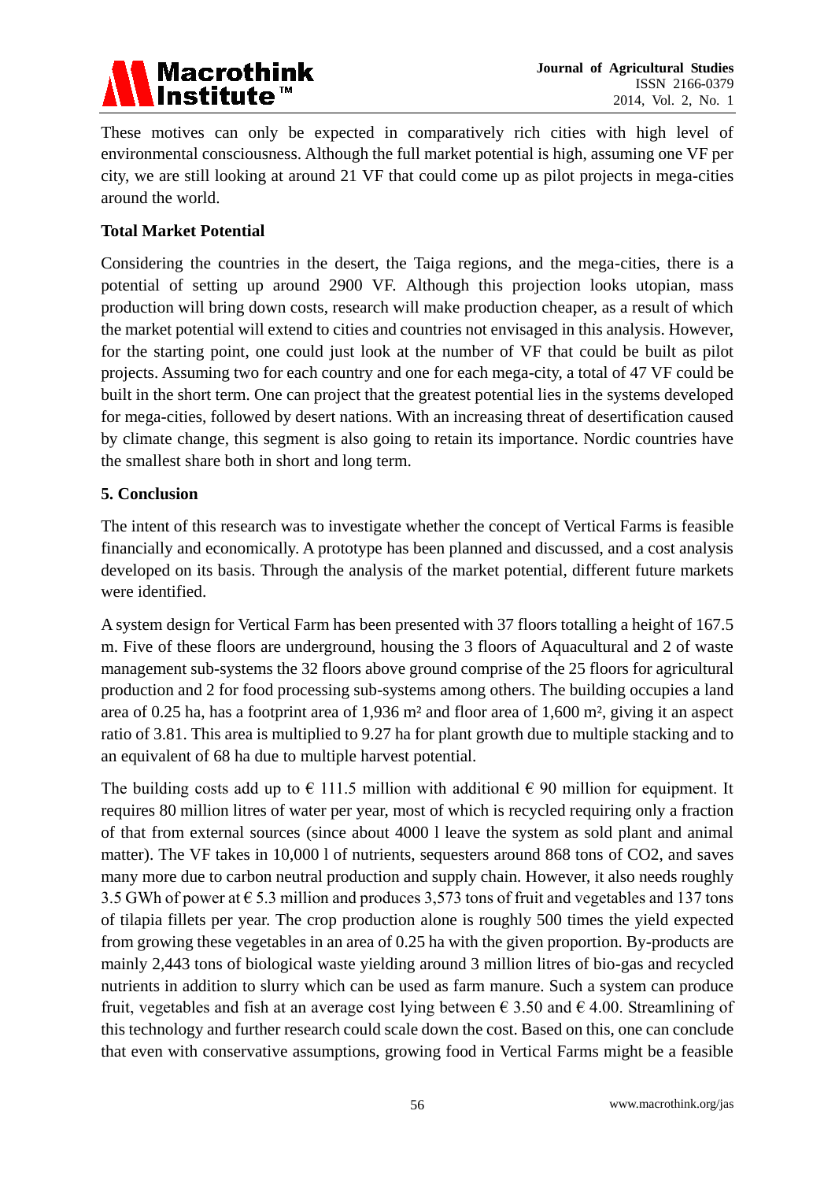These motives can only be expected in comparatively rich cities with high level of environmental consciousness. Although the full market potential is high, assuming one VF per city, we are still looking at around 21 VF that could come up as pilot projects in mega-cities around the world.

**Total Market Potential**

Considering the countries in the desert, the Taiga regions, and the mega-cities, there is a potential of setting up around 2900 VF. Although this projection looks utopian, mass production will bring down costs, research will make production cheaper, as a result of which the market potential will extend to cities and countries not envisaged in this analysis. However, for the starting point, one could just look at the number of VF that could be built as pilot projects. Assuming two for each country and one for each mega-city, a total of 47 VF could be built in the short term. One can project that the greatest potential lies in the systems developed for mega-cities, followed by desert nations. With an increasing threat of desertification caused by climate change, this segment is also going to retain its importance. Nordic countries have the smallest share both in short and long term.

## 5. Conclusion

The intent of this research was to investigate whether the concept of Vertical Farms is feasible financially and economically. A prototype has been planned and discussed, and a cost analysis developed on its basis. Through the analysis of the market potential, different future markets were identified.

A system design for Vertical Farm has been presented with 37 floors totalling a height of 167.5 m. Five of these floors are underground, housing the 3 floors of Aquacultural and 2 of waste management sub-systems the 32 floors above ground comprise of the 25 floors for agricultural production and 2 for food processing sub-systems among others. The building occupies a land area of 0.25 ha, has a footprint area of 1,936 m² and floor area of 1,600 m², giving it an aspect ratio of 3.81. This area is multiplied to 9.27 ha for plant growth due to multiple stacking and to an equivalent of 68 ha due to multiple harvest potential.

The building costs add up to € 111.5 million with additional € 90 million for equipment. It requires 80 million litres of water per year, most of which is recycled requiring only a fraction of that from external sources (since about 4000 l leave the system as sold plant and animal matter). The VF takes in 10,000 l of nutrients, sequesters around 868 tons of $CO_2$, and saves many more due to carbon neutral production and supply chain. However, it also needs roughly 3.5 GWh of power at € 5.3 million and produces 3,573 tons of fruit and vegetables and 137 tons of tilapia fillets per year. The crop production alone is roughly 500 times the yield expected from growing these vegetables in an area of 0.25 ha with the given proportion. By-products are mainly 2,443 tons of biological waste yielding around 3 million litres of bio-gas and recycled nutrients in addition to slurry which can be used as farm manure. Such a system can produce fruit, vegetables and fish at an average cost lying between € 3.50 and € 4.00. Streamlining of this technology and further research could scale down the cost. Based on this, one can conclude that even with conservative assumptions, growing food in Vertical Farms might be a feasible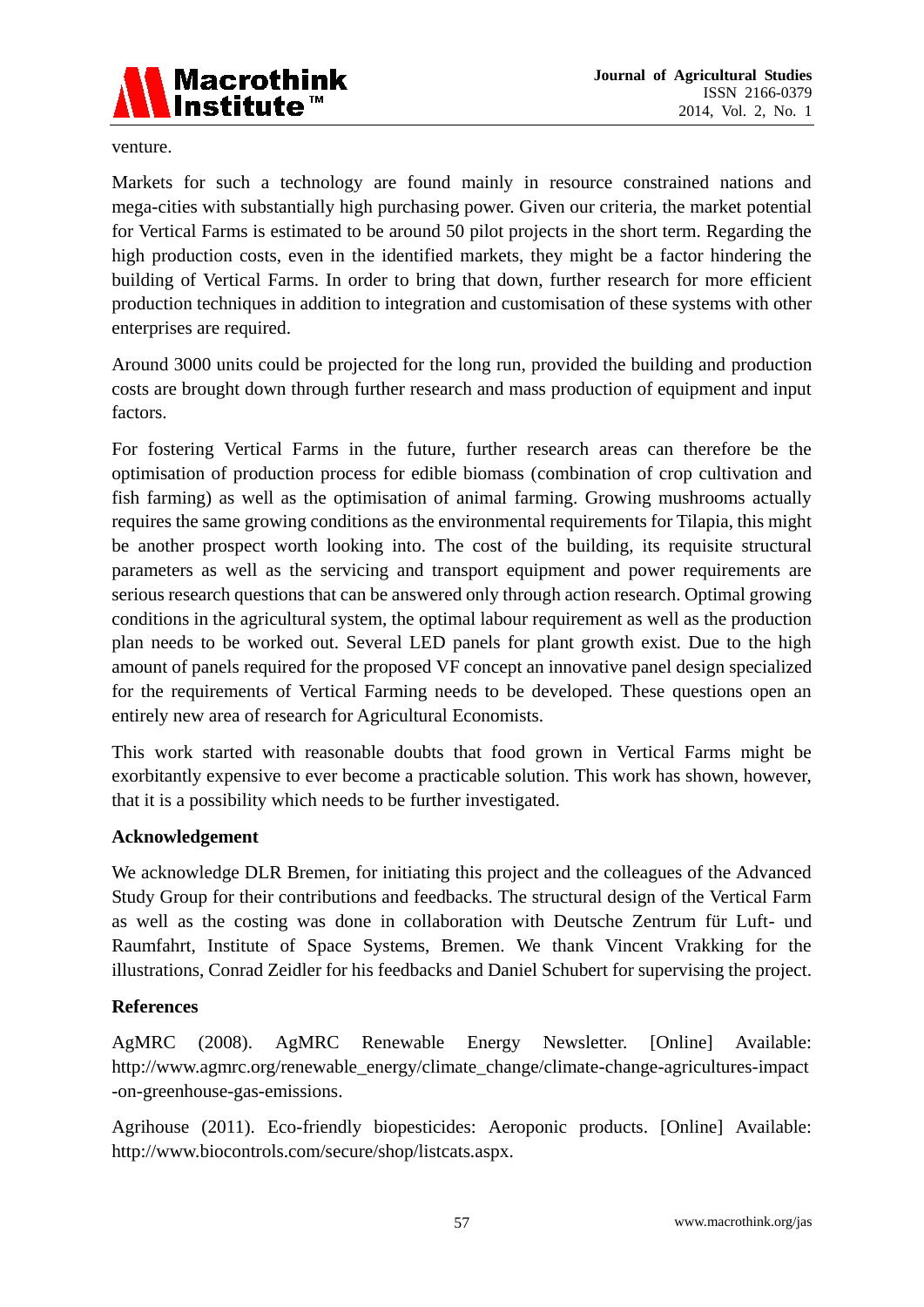venture.

Markets for such a technology are found mainly in resource constrained nations and mega-cities with substantially high purchasing power. Given our criteria, the market potential for Vertical Farms is estimated to be around 50 pilot projects in the short term. Regarding the high production costs, even in the identified markets, they might be a factor hindering the building of Vertical Farms. In order to bring that down, further research for more efficient production techniques in addition to integration and customisation of these systems with other enterprises are required.

Around 3000 units could be projected for the long run, provided the building and production costs are brought down through further research and mass production of equipment and input factors.

For fostering Vertical Farms in the future, further research areas can therefore be the optimisation of production process for edible biomass (combination of crop cultivation and fish farming) as well as the optimisation of animal farming. Growing mushrooms actually requires the same growing conditions as the environmental requirements for Tilapia, this might be another prospect worth looking into. The cost of the building, its requisite structural parameters as well as the servicing and transport equipment and power requirements are serious research questions that can be answered only through action research. Optimal growing conditions in the agricultural system, the optimal labour requirement as well as the production plan needs to be worked out. Several LED panels for plant growth exist. Due to the high amount of panels required for the proposed VF concept an innovative panel design specialized for the requirements of Vertical Farming needs to be developed. These questions open an entirely new area of research for Agricultural Economists.

This work started with reasonable doubts that food grown in Vertical Farms might be exorbitantly expensive to ever become a practicable solution. This work has shown, however, that it is a possibility which needs to be further investigated.

## Acknowledgement

We acknowledge DLR Bremen, for initiating this project and the colleagues of the Advanced Study Group for their contributions and feedbacks. The structural design of the Vertical Farm as well as the costing was done in collaboration with Deutsche Zentrum für Luft- und Raumfahrt, Institute of Space Systems, Bremen. We thank Vincent Vrakking for the illustrations, Conrad Zeidler for his feedbacks and Daniel Schubert for supervising the project.

## References

AgMRC (2008). AgMRC Renewable Energy Newsletter. [Online] Available: http://www.agmrc.org/renewable_energy/climate_change/climate-change-agricultures-impact-on-greenhouse-gas-emissions.

Agrihouse (2011). Eco-friendly biopesticides: Aeroponic products. [Online] Available: http://www.biocontrols.com/secure/shop/listcats.aspx.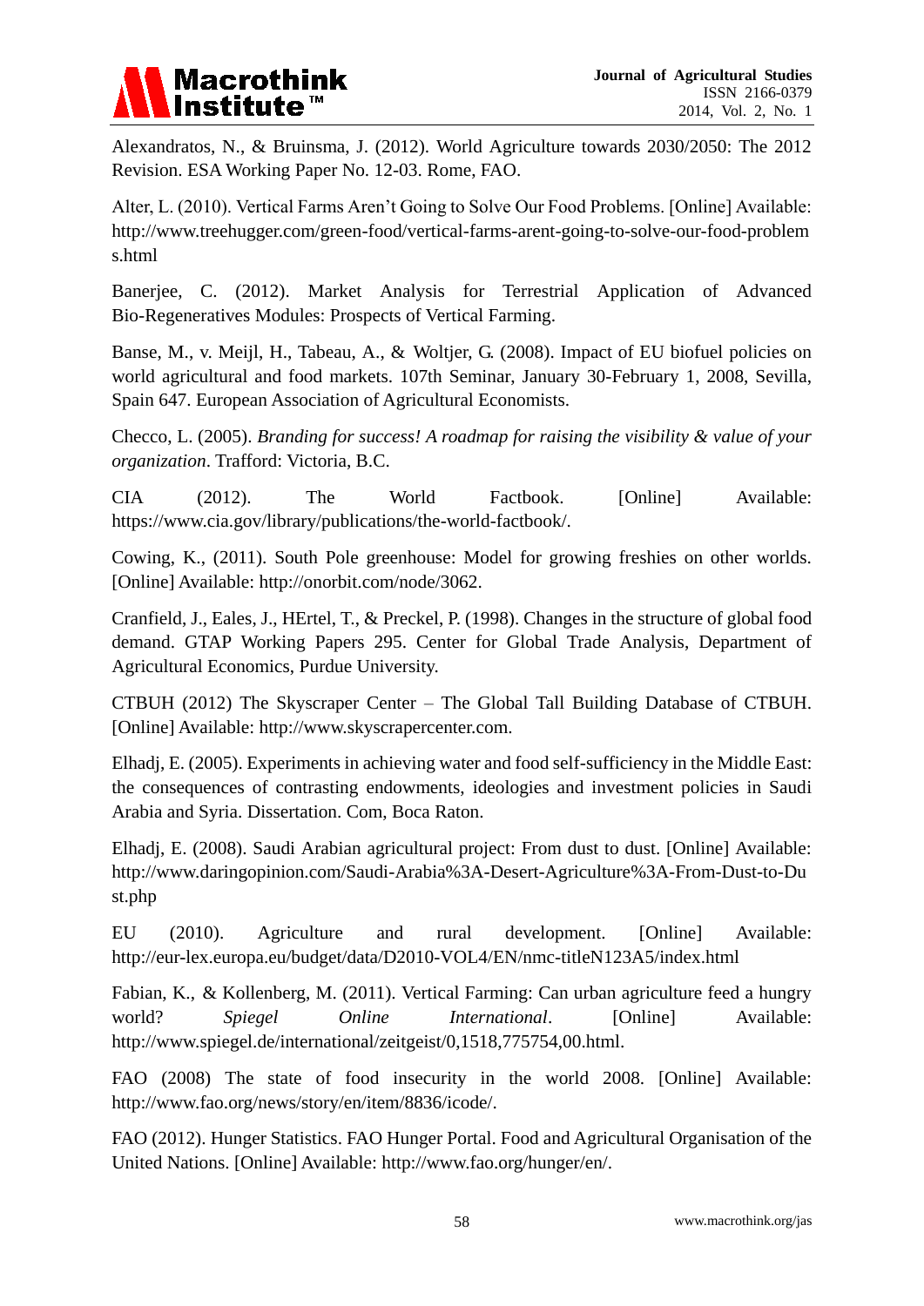Alexandratos, N., & Bruinsma, J. (2012). World Agriculture towards 2030/2050: The 2012 Revision. ESA Working Paper No. 12-03. Rome, FAO.

Alter, L. (2010). Vertical Farms Aren't Going to Solve Our Food Problems. [Online] Available: http://www.treehugger.com/green-food/vertical-farms-arent-going-to-solve-our-food-problems.html

Banerjee, C. (2012). Market Analysis for Terrestrial Application of Advanced Bio-Regeneratives Modules: Prospects of Vertical Farming.

Banse, M., v. Meijl, H., Tabeau, A., & Woltjer, G. (2008). Impact of EU biofuel policies on world agricultural and food markets. 107th Seminar, January 30-February 1, 2008, Sevilla, Spain 647. European Association of Agricultural Economists.

Checco, L. (2005). *Branding for success! A roadmap for raising the visibility & value of your organization*. Trafford: Victoria, B.C.

CIA (2012). The World Factbook. [Online] Available: https://www.cia.gov/library/publications/the-world-factbook/.

Cowing, K., (2011). South Pole greenhouse: Model for growing freshies on other worlds. [Online] Available: http://onorbit.com/node/3062.

Cranfield, J., Eales, J., HErtel, T., & Preckel, P. (1998). Changes in the structure of global food demand. GTAP Working Papers 295. Center for Global Trade Analysis, Department of Agricultural Economics, Purdue University.

CTBUH (2012) The Skyscraper Center – The Global Tall Building Database of CTBUH. [Online] Available: http://www.skyscrapercenter.com.

Elhadj, E. (2005). Experiments in achieving water and food self-sufficiency in the Middle East: the consequences of contrasting endowments, ideologies and investment policies in Saudi Arabia and Syria. Dissertation. Com, Boca Raton.

Elhadj, E. (2008). Saudi Arabian agricultural project: From dust to dust. [Online] Available: http://www.daringopinion.com/Saudi-Arabia%3A-Desert-Agriculture%3A-From-Dust-to-Dust.php

EU (2010). Agriculture and rural development. [Online] Available: http://eur-lex.europa.eu/budget/data/D2010-VOL4/EN/nmc-titleN123A5/index.html

Fabian, K., & Kollenberg, M. (2011). Vertical Farming: Can urban agriculture feed a hungry world? *Spiegel Online International*. [Online] Available: http://www.spiegel.de/international/zeitgeist/0,1518,775754,00.html.

FAO (2008) The state of food insecurity in the world 2008. [Online] Available: http://www.fao.org/news/story/en/item/8836/icode/.

FAO (2012). Hunger Statistics. FAO Hunger Portal. Food and Agricultural Organisation of the United Nations. [Online] Available: http://www.fao.org/hunger/en/.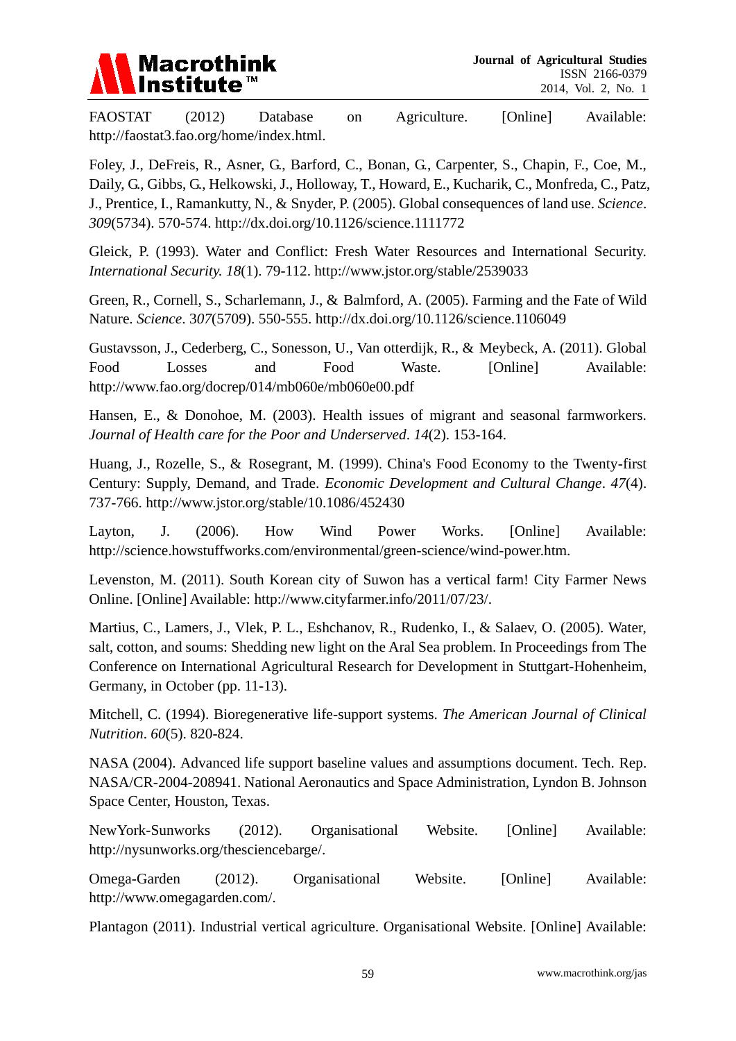FAOSTAT (2012) Database on Agriculture. [Online] Available: http://faostat3.fao.org/home/index.html.

Foley, J., DeFreis, R., Asner, G., Barford, C., Bonan, G., Carpenter, S., Chapin, F., Coe, M., Daily, G., Gibbs, G., Helkowski, J., Holloway, T., Howard, E., Kucharik, C., Monfreda, C., Patz, J., Prentice, I., Ramankutty, N., & Snyder, P. (2005). Global consequences of land use. *Science*. *309*(5734). 570-574. http://dx.doi.org/10.1126/science.1111772

Gleick, P. (1993). Water and Conflict: Fresh Water Resources and International Security. *International Security. 18*(1). 79-112. http://www.jstor.org/stable/2539033

Green, R., Cornell, S., Scharlemann, J., & Balmford, A. (2005). Farming and the Fate of Wild Nature. *Science*. 3*07*(5709). 550-555. http://dx.doi.org/10.1126/science.1106049

Gustavsson, J., Cederberg, C., Sonesson, U., Van otterdijk, R., & Meybeck, A. (2011). Global Food Losses and Food Waste. [Online] Available: http://www.fao.org/docrep/014/mb060e/mb060e00.pdf

Hansen, E., & Donohoe, M. (2003). Health issues of migrant and seasonal farmworkers. *Journal of Health care for the Poor and Underserved*. *14*(2). 153-164.

Huang, J., Rozelle, S., & Rosegrant, M. (1999). China's Food Economy to the Twenty-first Century: Supply, Demand, and Trade. *Economic Development and Cultural Change*. *47*(4). 737-766. http://www.jstor.org/stable/10.1086/452430

Layton, J. (2006). How Wind Power Works. [Online] Available: http://science.howstuffworks.com/environmental/green-science/wind-power.htm.

Levenston, M. (2011). South Korean city of Suwon has a vertical farm! City Farmer News Online. [Online] Available: http://www.cityfarmer.info/2011/07/23/.

Martius, C., Lamers, J., Vlek, P. L., Eshchanov, R., Rudenko, I., & Salaev, O. (2005). Water, salt, cotton, and soums: Shedding new light on the Aral Sea problem. In Proceedings from The Conference on International Agricultural Research for Development in Stuttgart-Hohenheim, Germany, in October (pp. 11-13).

Mitchell, C. (1994). Bioregenerative life-support systems. *The American Journal of Clinical Nutrition*. *60*(5). 820-824.

NASA (2004). Advanced life support baseline values and assumptions document. Tech. Rep. NASA/CR-2004-208941. National Aeronautics and Space Administration, Lyndon B. Johnson Space Center, Houston, Texas.

NewYork-Sunworks (2012). Organisational Website. [Online] Available: http://nysunworks.org/thesciencebarge/.

Omega-Garden (2012). Organisational Website. [Online] Available: http://www.omegagarden.com/.

Plantagon (2011). Industrial vertical agriculture. Organisational Website. [Online] Available: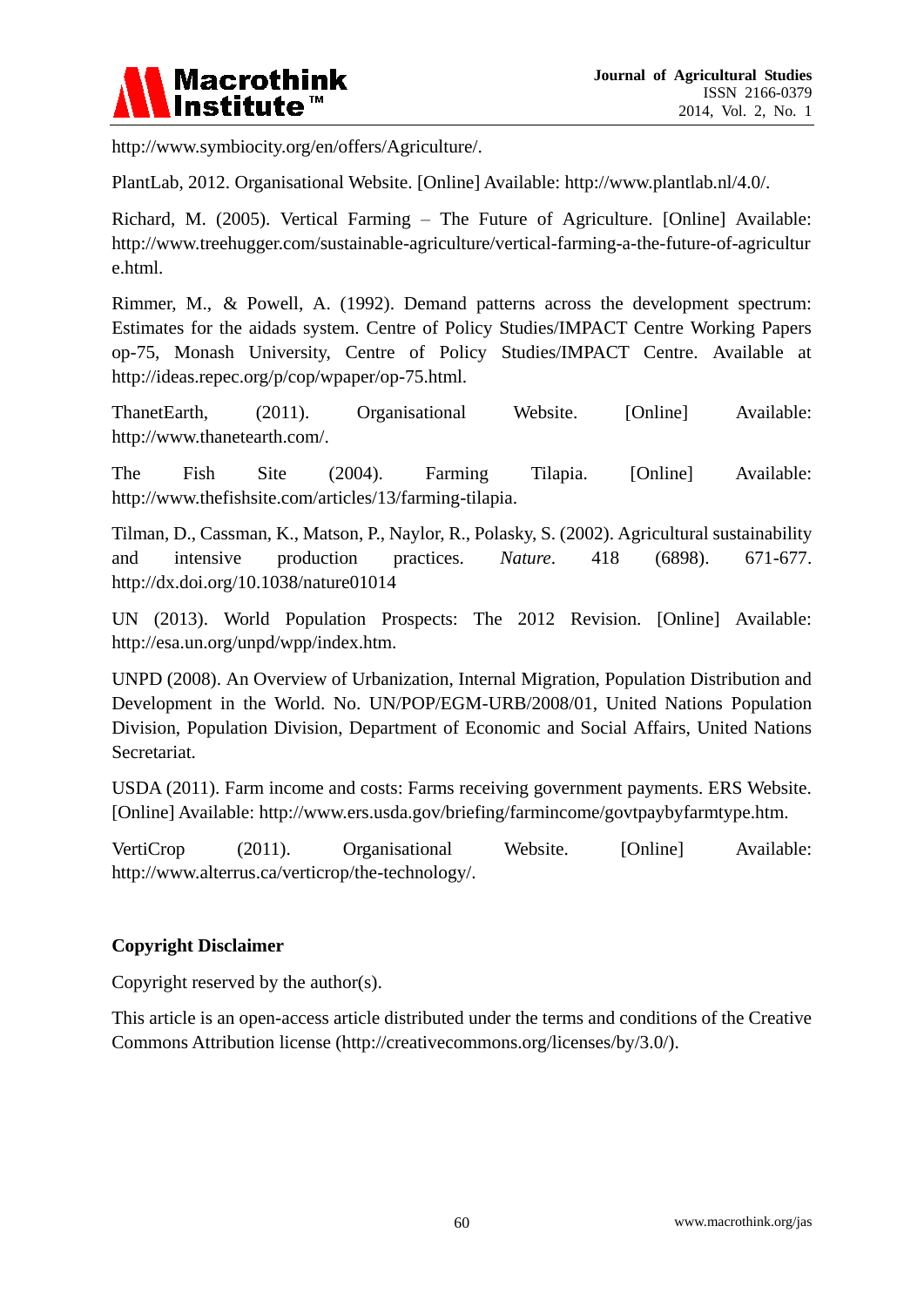http://www.symbiocity.org/en/offers/Agriculture/.

PlantLab, 2012. Organisational Website. [Online] Available: http://www.plantlab.nl/4.0/.

Richard, M. (2005). Vertical Farming – The Future of Agriculture. [Online] Available: http://www.treehugger.com/sustainable-agriculture/vertical-farming-a-the-future-of-agriculture.html.

Rimmer, M., & Powell, A. (1992). Demand patterns across the development spectrum: Estimates for the aidads system. Centre of Policy Studies/IMPACT Centre Working Papers op-75, Monash University, Centre of Policy Studies/IMPACT Centre. Available at http://ideas.repec.org/p/cop/wpaper/op-75.html.

ThanetEarth, (2011). Organisational Website. [Online] Available: http://www.thanetearth.com/.

The Fish Site (2004). Farming Tilapia. [Online] Available: http://www.thefishsite.com/articles/13/farming-tilapia.

Tilman, D., Cassman, K., Matson, P., Naylor, R., Polasky, S. (2002). Agricultural sustainability and intensive production practices. *Nature*. 418 (6898). 671-677. http://dx.doi.org/10.1038/nature01014

UN (2013). World Population Prospects: The 2012 Revision. [Online] Available: http://esa.un.org/unpd/wpp/index.htm.

UNPD (2008). An Overview of Urbanization, Internal Migration, Population Distribution and Development in the World. No. UN/POP/EGM-URB/2008/01, United Nations Population Division, Population Division, Department of Economic and Social Affairs, United Nations Secretariat.

USDA (2011). Farm income and costs: Farms receiving government payments. ERS Website. [Online] Available: http://www.ers.usda.gov/briefing/farmincome/govtpaybyfarmtype.htm.

VertiCrop (2011). Organisational Website. [Online] Available: http://www.alterrus.ca/verticrop/the-technology/.

## Copyright Disclaimer

Copyright reserved by the author(s).

This article is an open-access article distributed under the terms and conditions of the Creative Commons Attribution license (http://creativecommons.org/licenses/by/3.0/).